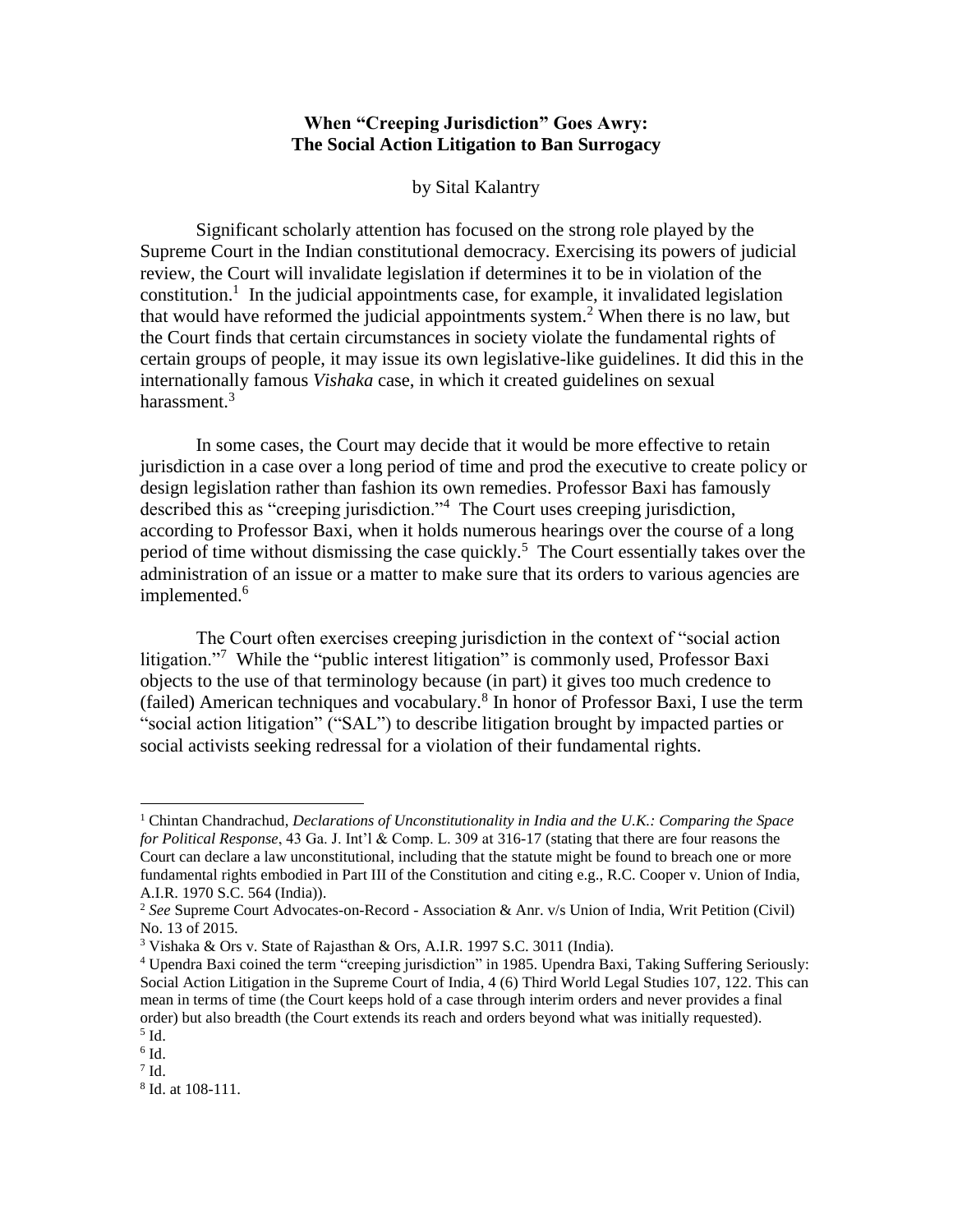**When "Creeping Jurisdiction" Goes Awry:
The Social Action Litigation to Ban Surrogacy**

by Sital Kalantry

Significant scholarly attention has focused on the strong role played by the Supreme Court in the Indian constitutional democracy. Exercising its powers of judicial review, the Court will invalidate legislation if determines it to be in violation of the constitution.[1] In the judicial appointments case, for example, it invalidated legislation that would have reformed the judicial appointments system.[2] When there is no law, but the Court finds that certain circumstances in society violate the fundamental rights of certain groups of people, it may issue its own legislative-like guidelines. It did this in the internationally famous *Vishaka* case, in which it created guidelines on sexual harassment.[3]

In some cases, the Court may decide that it would be more effective to retain jurisdiction in a case over a long period of time and prod the executive to create policy or design legislation rather than fashion its own remedies. Professor Baxi has famously described this as "creeping jurisdiction."[4] The Court uses creeping jurisdiction, according to Professor Baxi, when it holds numerous hearings over the course of a long period of time without dismissing the case quickly.[5] The Court essentially takes over the administration of an issue or a matter to make sure that its orders to various agencies are implemented.[6]

The Court often exercises creeping jurisdiction in the context of "social action litigation."[7] While the "public interest litigation" is commonly used, Professor Baxi objects to the use of that terminology because (in part) it gives too much credence to (failed) American techniques and vocabulary.[8] In honor of Professor Baxi, I use the term "social action litigation" ("SAL") to describe litigation brought by impacted parties or social activists seeking redressal for a violation of their fundamental rights.

---

[1] Chintan Chandrachud, *Declarations of Unconstitutionality in India and the U.K.: Comparing the Space for Political Response*, 43 Ga. J. Int'l & Comp. L. 309 at 316-17 (stating that there are four reasons the Court can declare a law unconstitutional, including that the statute might be found to breach one or more fundamental rights embodied in Part III of the Constitution and citing e.g., R.C. Cooper v. Union of India, A.I.R. 1970 S.C. 564 (India)).

[2] *See* Supreme Court Advocates-on-Record - Association & Anr. v/s Union of India, Writ Petition (Civil) No. 13 of 2015.

[3] Vishaka & Ors v. State of Rajasthan & Ors, A.I.R. 1997 S.C. 3011 (India).

[4] Upendra Baxi coined the term "creeping jurisdiction" in 1985. Upendra Baxi, Taking Suffering Seriously: Social Action Litigation in the Supreme Court of India, 4 (6) Third World Legal Studies 107, 122. This can mean in terms of time (the Court keeps hold of a case through interim orders and never provides a final order) but also breadth (the Court extends its reach and orders beyond what was initially requested).

[5] Id.

[6] Id.

[7] Id.

[8] Id. at 108-111.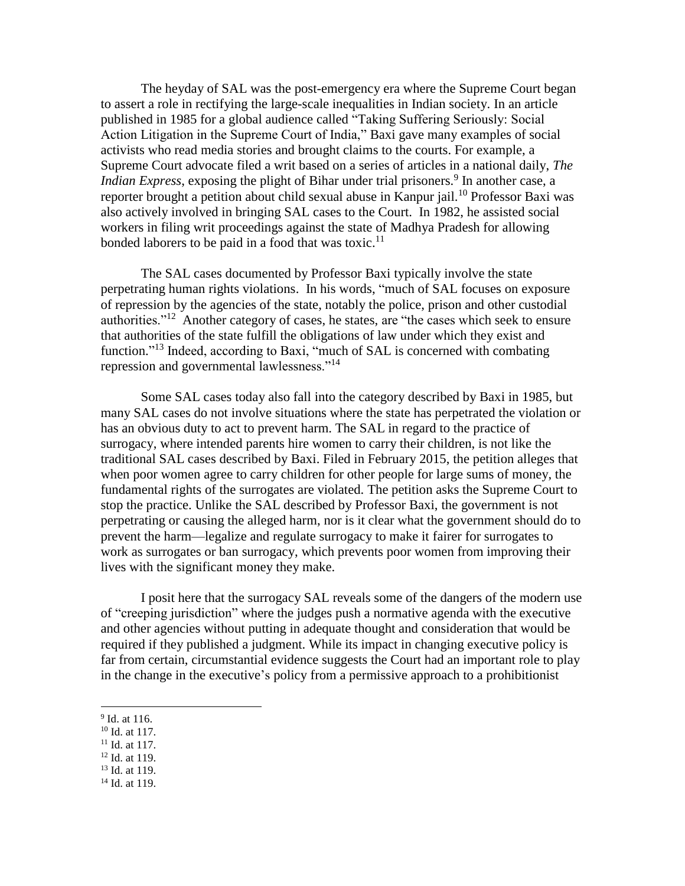The heyday of SAL was the post-emergency era where the Supreme Court began to assert a role in rectifying the large-scale inequalities in Indian society. In an article published in 1985 for a global audience called "Taking Suffering Seriously: Social Action Litigation in the Supreme Court of India," Baxi gave many examples of social activists who read media stories and brought claims to the courts. For example, a Supreme Court advocate filed a writ based on a series of articles in a national daily, *The Indian Express*, exposing the plight of Bihar under trial prisoners.[9] In another case, a reporter brought a petition about child sexual abuse in Kanpur jail.[10] Professor Baxi was also actively involved in bringing SAL cases to the Court. In 1982, he assisted social workers in filing writ proceedings against the state of Madhya Pradesh for allowing bonded laborers to be paid in a food that was toxic.[11]

The SAL cases documented by Professor Baxi typically involve the state perpetrating human rights violations. In his words, "much of SAL focuses on exposure of repression by the agencies of the state, notably the police, prison and other custodial authorities."[12] Another category of cases, he states, are "the cases which seek to ensure that authorities of the state fulfill the obligations of law under which they exist and function."[13] Indeed, according to Baxi, "much of SAL is concerned with combating repression and governmental lawlessness."[14]

Some SAL cases today also fall into the category described by Baxi in 1985, but many SAL cases do not involve situations where the state has perpetrated the violation or has an obvious duty to act to prevent harm. The SAL in regard to the practice of surrogacy, where intended parents hire women to carry their children, is not like the traditional SAL cases described by Baxi. Filed in February 2015, the petition alleges that when poor women agree to carry children for other people for large sums of money, the fundamental rights of the surrogates are violated. The petition asks the Supreme Court to stop the practice. Unlike the SAL described by Professor Baxi, the government is not perpetrating or causing the alleged harm, nor is it clear what the government should do to prevent the harm—legalize and regulate surrogacy to make it fairer for surrogates to work as surrogates or ban surrogacy, which prevents poor women from improving their lives with the significant money they make.

I posit here that the surrogacy SAL reveals some of the dangers of the modern use of "creeping jurisdiction" where the judges push a normative agenda with the executive and other agencies without putting in adequate thought and consideration that would be required if they published a judgment. While its impact in changing executive policy is far from certain, circumstantial evidence suggests the Court had an important role to play in the change in the executive's policy from a permissive approach to a prohibitionist

[9] Id. at 116.
[10] Id. at 117.
[11] Id. at 117.
[12] Id. at 119.
[13] Id. at 119.
[14] Id. at 119.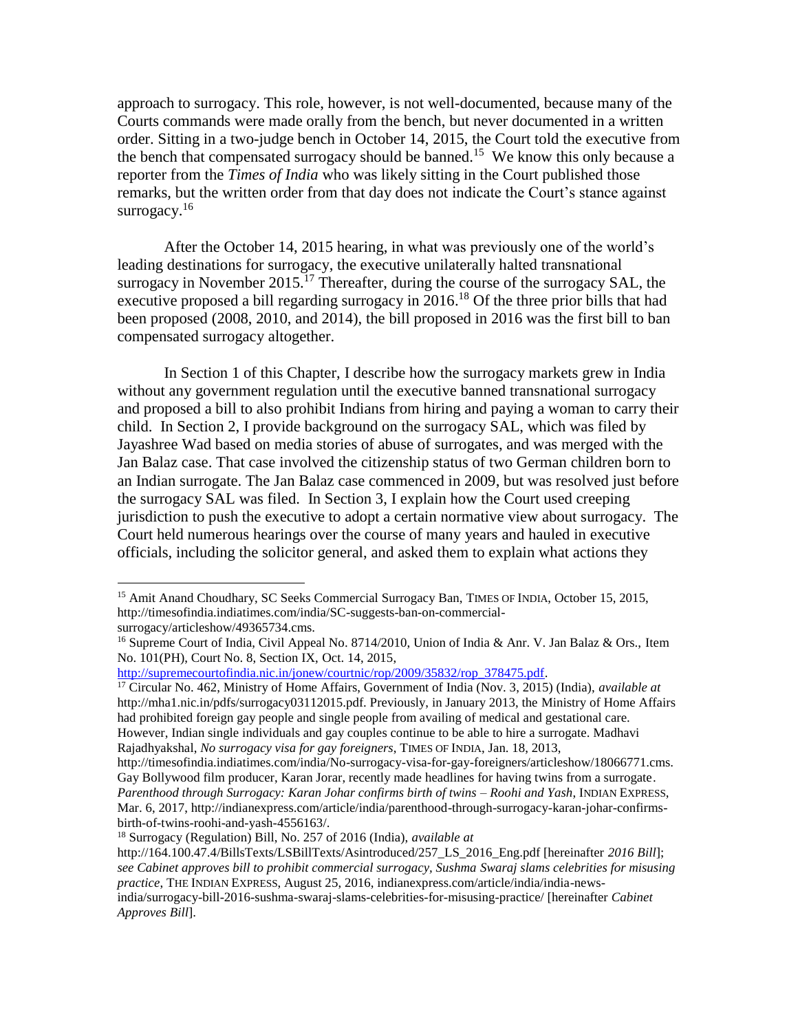approach to surrogacy. This role, however, is not well-documented, because many of the Courts commands were made orally from the bench, but never documented in a written order. Sitting in a two-judge bench in October 14, 2015, the Court told the executive from the bench that compensated surrogacy should be banned.[15] We know this only because a reporter from the *Times of India* who was likely sitting in the Court published those remarks, but the written order from that day does not indicate the Court's stance against surrogacy.[16]

After the October 14, 2015 hearing, in what was previously one of the world's leading destinations for surrogacy, the executive unilaterally halted transnational surrogacy in November 2015.[17] Thereafter, during the course of the surrogacy SAL, the executive proposed a bill regarding surrogacy in 2016.[18] Of the three prior bills that had been proposed (2008, 2010, and 2014), the bill proposed in 2016 was the first bill to ban compensated surrogacy altogether.

In Section 1 of this Chapter, I describe how the surrogacy markets grew in India without any government regulation until the executive banned transnational surrogacy and proposed a bill to also prohibit Indians from hiring and paying a woman to carry their child. In Section 2, I provide background on the surrogacy SAL, which was filed by Jayashree Wad based on media stories of abuse of surrogates, and was merged with the Jan Balaz case. That case involved the citizenship status of two German children born to an Indian surrogate. The Jan Balaz case commenced in 2009, but was resolved just before the surrogacy SAL was filed. In Section 3, I explain how the Court used creeping jurisdiction to push the executive to adopt a certain normative view about surrogacy. The Court held numerous hearings over the course of many years and hauled in executive officials, including the solicitor general, and asked them to explain what actions they

---

[15] Amit Anand Choudhary, SC Seeks Commercial Surrogacy Ban, TIMES OF INDIA, October 15, 2015, http://timesofindia.indiatimes.com/india/SC-suggests-ban-on-commercial-surrogacy/articleshow/49365734.cms.

[16] Supreme Court of India, Civil Appeal No. 8714/2010, Union of India & Anr. V. Jan Balaz & Ors., Item No. 101(PH), Court No. 8, Section IX, Oct. 14, 2015, http://supremecourtofindia.nic.in/jonew/courtnic/rop/2009/35832/rop_378475.pdf.

[17] Circular No. 462, Ministry of Home Affairs, Government of India (Nov. 3, 2015) (India), *available at* http://mha1.nic.in/pdfs/surrogacy03112015.pdf. Previously, in January 2013, the Ministry of Home Affairs had prohibited foreign gay people and single people from availing of medical and gestational care. However, Indian single individuals and gay couples continue to be able to hire a surrogate. Madhavi Rajadhyakshal, *No surrogacy visa for gay foreigners*, TIMES OF INDIA, Jan. 18, 2013, http://timesofindia.indiatimes.com/india/No-surrogacy-visa-for-gay-foreigners/articleshow/18066771.cms. Gay Bollywood film producer, Karan Jorar, recently made headlines for having twins from a surrogate. *Parenthood through Surrogacy: Karan Johar confirms birth of twins – Roohi and Yash*, INDIAN EXPRESS, Mar. 6, 2017, http://indianexpress.com/article/india/parenthood-through-surrogacy-karan-johar-confirms-birth-of-twins-roohi-and-yash-4556163/.

[18] Surrogacy (Regulation) Bill, No. 257 of 2016 (India), *available at* http://164.100.47.4/BillsTexts/LSBillTexts/Asintroduced/257_LS_2016_Eng.pdf [hereinafter *2016 Bill*]; *see Cabinet approves bill to prohibit commercial surrogacy, Sushma Swaraj slams celebrities for misusing practice*, THE INDIAN EXPRESS, August 25, 2016, indianexpress.com/article/india/india-news-india/surrogacy-bill-2016-sushma-swaraj-slams-celebrities-for-misusing-practice/ [hereinafter *Cabinet Approves Bill*].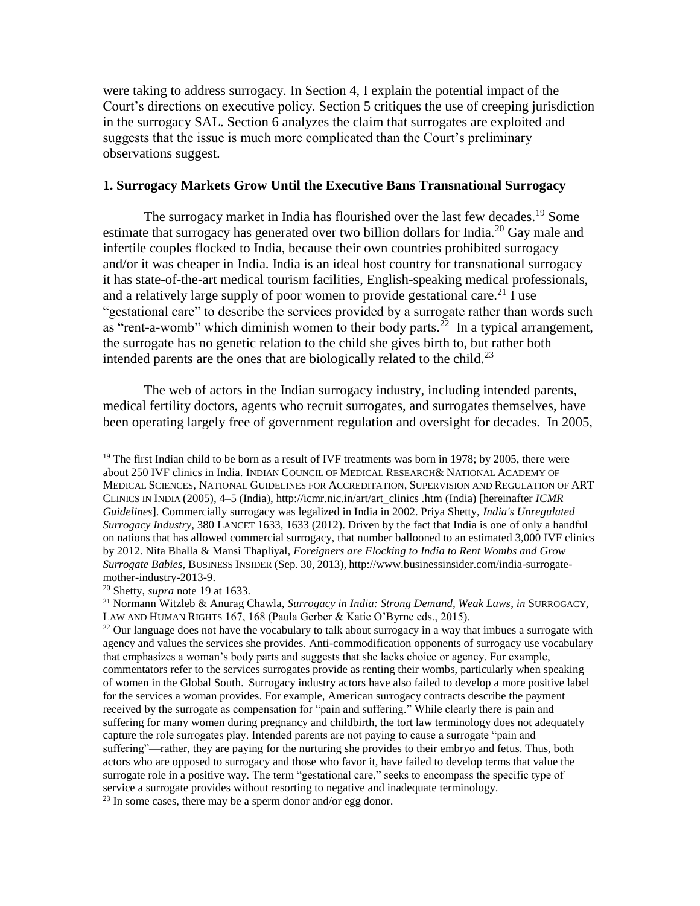were taking to address surrogacy. In Section 4, I explain the potential impact of the Court's directions on executive policy. Section 5 critiques the use of creeping jurisdiction in the surrogacy SAL. Section 6 analyzes the claim that surrogates are exploited and suggests that the issue is much more complicated than the Court's preliminary observations suggest.

### 1. Surrogacy Markets Grow Until the Executive Bans Transnational Surrogacy

The surrogacy market in India has flourished over the last few decades.[19] Some estimate that surrogacy has generated over two billion dollars for India.[20] Gay male and infertile couples flocked to India, because their own countries prohibited surrogacy and/or it was cheaper in India. India is an ideal host country for transnational surrogacy—it has state-of-the-art medical tourism facilities, English-speaking medical professionals, and a relatively large supply of poor women to provide gestational care.[21] I use "gestational care" to describe the services provided by a surrogate rather than words such as "rent-a-womb" which diminish women to their body parts.[22] In a typical arrangement, the surrogate has no genetic relation to the child she gives birth to, but rather both intended parents are the ones that are biologically related to the child.[23]

The web of actors in the Indian surrogacy industry, including intended parents, medical fertility doctors, agents who recruit surrogates, and surrogates themselves, have been operating largely free of government regulation and oversight for decades. In 2005,

---

[19] The first Indian child to be born as a result of IVF treatments was born in 1978; by 2005, there were about 250 IVF clinics in India. INDIAN COUNCIL OF MEDICAL RESEARCH& NATIONAL ACADEMY OF MEDICAL SCIENCES, NATIONAL GUIDELINES FOR ACCREDITATION, SUPERVISION AND REGULATION OF ART CLINICS IN INDIA (2005), 4–5 (India), http://icmr.nic.in/art/art_clinics .htm (India) [hereinafter *ICMR Guidelines*]. Commercially surrogacy was legalized in India in 2002. Priya Shetty, *India's Unregulated Surrogacy Industry*, 380 LANCET 1633, 1633 (2012). Driven by the fact that India is one of only a handful on nations that has allowed commercial surrogacy, that number ballooned to an estimated 3,000 IVF clinics by 2012. Nita Bhalla & Mansi Thapliyal, *Foreigners are Flocking to India to Rent Wombs and Grow Surrogate Babies*, BUSINESS INSIDER (Sep. 30, 2013), http://www.businessinsider.com/india-surrogate-mother-industry-2013-9.

[20] Shetty, *supra* note 19 at 1633.

[21] Normann Witzleb & Anurag Chawla, *Surrogacy in India: Strong Demand, Weak Laws*, *in* SURROGACY, LAW AND HUMAN RIGHTS 167, 168 (Paula Gerber & Katie O'Byrne eds., 2015).

[22] Our language does not have the vocabulary to talk about surrogacy in a way that imbues a surrogate with agency and values the services she provides. Anti-commodification opponents of surrogacy use vocabulary that emphasizes a woman's body parts and suggests that she lacks choice or agency. For example, commentators refer to the services surrogates provide as renting their wombs, particularly when speaking of women in the Global South. Surrogacy industry actors have also failed to develop a more positive label for the services a woman provides. For example, American surrogacy contracts describe the payment received by the surrogate as compensation for "pain and suffering." While clearly there is pain and suffering for many women during pregnancy and childbirth, the tort law terminology does not adequately capture the role surrogates play. Intended parents are not paying to cause a surrogate "pain and suffering"—rather, they are paying for the nurturing she provides to their embryo and fetus. Thus, both actors who are opposed to surrogacy and those who favor it, have failed to develop terms that value the surrogate role in a positive way. The term "gestational care," seeks to encompass the specific type of service a surrogate provides without resorting to negative and inadequate terminology.

[23] In some cases, there may be a sperm donor and/or egg donor.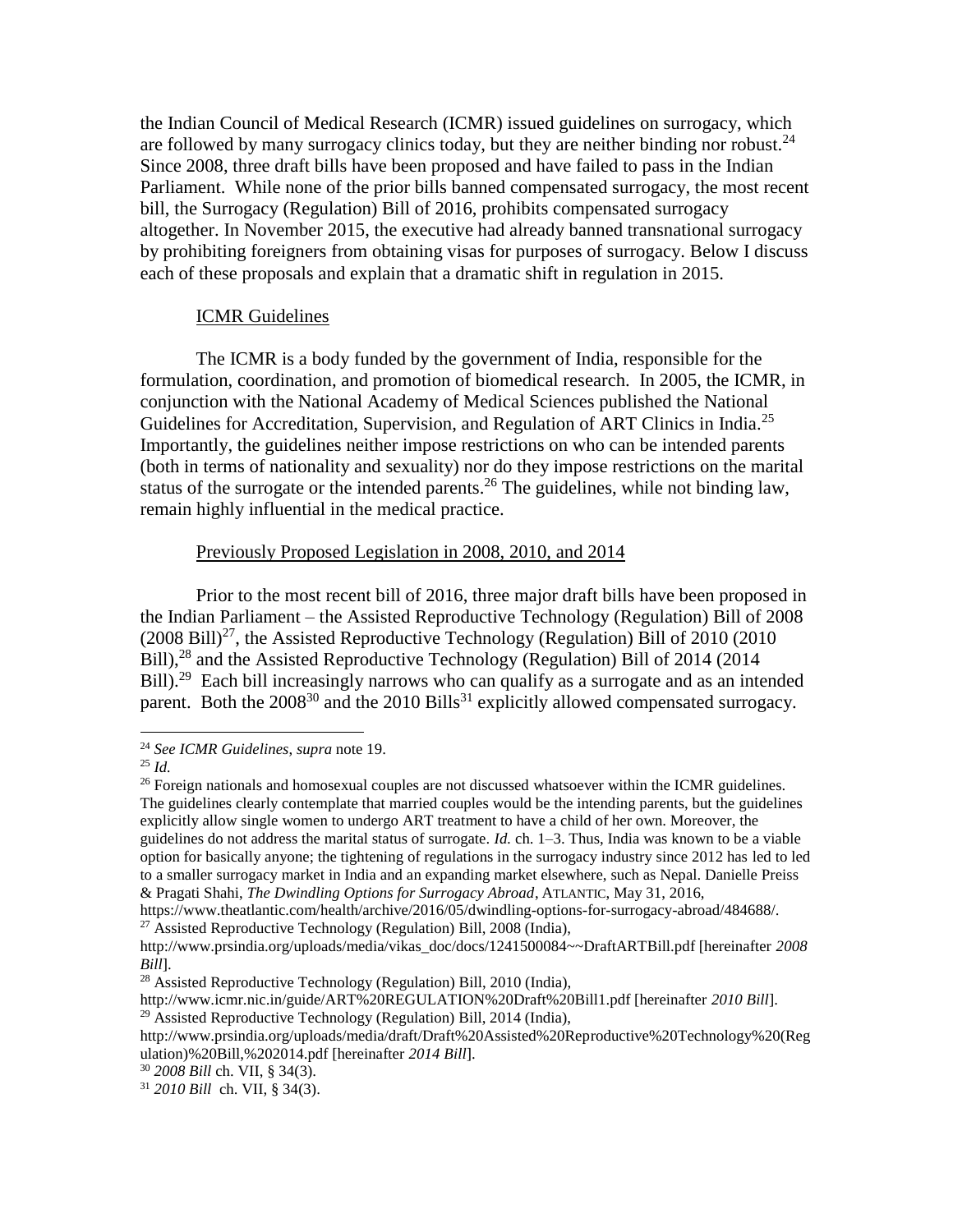the Indian Council of Medical Research (ICMR) issued guidelines on surrogacy, which are followed by many surrogacy clinics today, but they are neither binding nor robust.[24] Since 2008, three draft bills have been proposed and have failed to pass in the Indian Parliament. While none of the prior bills banned compensated surrogacy, the most recent bill, the Surrogacy (Regulation) Bill of 2016, prohibits compensated surrogacy altogether. In November 2015, the executive had already banned transnational surrogacy by prohibiting foreigners from obtaining visas for purposes of surrogacy. Below I discuss each of these proposals and explain that a dramatic shift in regulation in 2015.

ICMR Guidelines

The ICMR is a body funded by the government of India, responsible for the formulation, coordination, and promotion of biomedical research. In 2005, the ICMR, in conjunction with the National Academy of Medical Sciences published the National Guidelines for Accreditation, Supervision, and Regulation of ART Clinics in India.[25] Importantly, the guidelines neither impose restrictions on who can be intended parents (both in terms of nationality and sexuality) nor do they impose restrictions on the marital status of the surrogate or the intended parents.[26] The guidelines, while not binding law, remain highly influential in the medical practice.

Previously Proposed Legislation in 2008, 2010, and 2014

Prior to the most recent bill of 2016, three major draft bills have been proposed in the Indian Parliament – the Assisted Reproductive Technology (Regulation) Bill of 2008 (2008 Bill)[27], the Assisted Reproductive Technology (Regulation) Bill of 2010 (2010 Bill),[28] and the Assisted Reproductive Technology (Regulation) Bill of 2014 (2014 Bill).[29] Each bill increasingly narrows who can qualify as a surrogate and as an intended parent. Both the 2008[30] and the 2010 Bills[31] explicitly allowed compensated surrogacy.

---

[24] *See ICMR Guidelines*, *supra* note 19.

[25] *Id.*

[26] Foreign nationals and homosexual couples are not discussed whatsoever within the ICMR guidelines. The guidelines clearly contemplate that married couples would be the intending parents, but the guidelines explicitly allow single women to undergo ART treatment to have a child of her own. Moreover, the guidelines do not address the marital status of surrogate. *Id.* ch. 1–3. Thus, India was known to be a viable option for basically anyone; the tightening of regulations in the surrogacy industry since 2012 has led to led to a smaller surrogacy market in India and an expanding market elsewhere, such as Nepal. Danielle Preiss & Pragati Shahi, *The Dwindling Options for Surrogacy Abroad*, ATLANTIC, May 31, 2016, https://www.theatlantic.com/health/archive/2016/05/dwindling-options-for-surrogacy-abroad/484688/.

[27] Assisted Reproductive Technology (Regulation) Bill, 2008 (India), http://www.prsindia.org/uploads/media/vikas_doc/docs/1241500084~~DraftARTBill.pdf [hereinafter *2008 Bill*].

[28] Assisted Reproductive Technology (Regulation) Bill, 2010 (India), http://www.icmr.nic.in/guide/ART%20REGULATION%20Draft%20Bill1.pdf [hereinafter *2010 Bill*].

[29] Assisted Reproductive Technology (Regulation) Bill, 2014 (India), http://www.prsindia.org/uploads/media/draft/Draft%20Assisted%20Reproductive%20Technology%20(Regulation)%20Bill,%202014.pdf [hereinafter *2014 Bill*].

[30] *2008 Bill* ch. VII, § 34(3).

[31] *2010 Bill* ch. VII, § 34(3).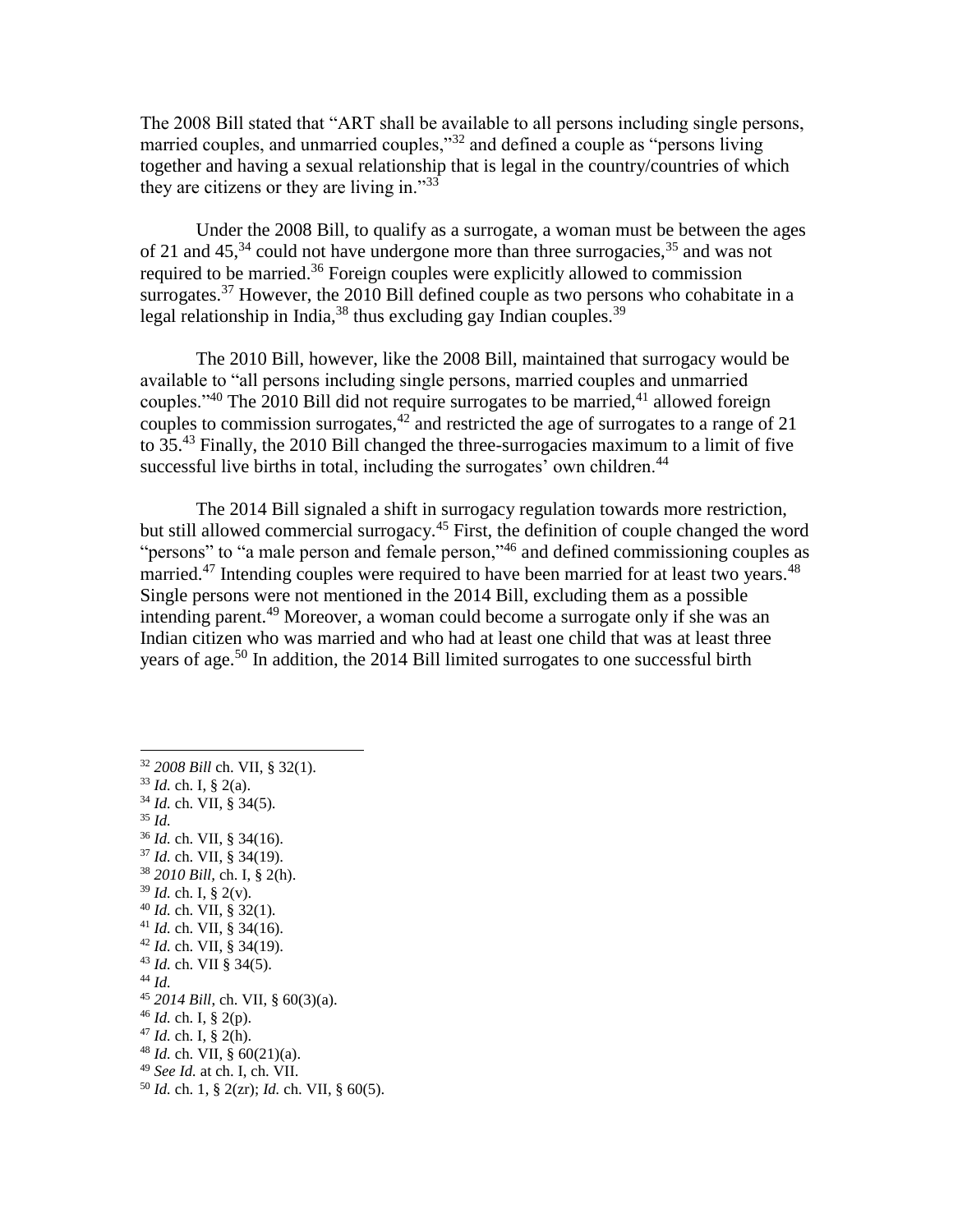The 2008 Bill stated that "ART shall be available to all persons including single persons, married couples, and unmarried couples,"[32] and defined a couple as "persons living together and having a sexual relationship that is legal in the country/countries of which they are citizens or they are living in."[33]

Under the 2008 Bill, to qualify as a surrogate, a woman must be between the ages of 21 and 45,[34] could not have undergone more than three surrogacies,[35] and was not required to be married.[36] Foreign couples were explicitly allowed to commission surrogates.[37] However, the 2010 Bill defined couple as two persons who cohabitate in a legal relationship in India,[38] thus excluding gay Indian couples.[39]

The 2010 Bill, however, like the 2008 Bill, maintained that surrogacy would be available to "all persons including single persons, married couples and unmarried couples."[40] The 2010 Bill did not require surrogates to be married,[41] allowed foreign couples to commission surrogates,[42] and restricted the age of surrogates to a range of 21 to 35.[43] Finally, the 2010 Bill changed the three-surrogacies maximum to a limit of five successful live births in total, including the surrogates' own children.[44]

The 2014 Bill signaled a shift in surrogacy regulation towards more restriction, but still allowed commercial surrogacy.[45] First, the definition of couple changed the word "persons" to "a male person and female person,"[46] and defined commissioning couples as married.[47] Intending couples were required to have been married for at least two years.[48] Single persons were not mentioned in the 2014 Bill, excluding them as a possible intending parent.[49] Moreover, a woman could become a surrogate only if she was an Indian citizen who was married and who had at least one child that was at least three years of age.[50] In addition, the 2014 Bill limited surrogates to one successful birth

---

[32] *2008 Bill* ch. VII, § 32(1).
[33] *Id.* ch. I, § 2(a).
[34] *Id.* ch. VII, § 34(5).
[35] *Id.*
[36] *Id.* ch. VII, § 34(16).
[37] *Id.* ch. VII, § 34(19).
[38] *2010 Bill*, ch. I, § 2(h).
[39] *Id.* ch. I, § 2(v).
[40] *Id.* ch. VII, § 32(1).
[41] *Id.* ch. VII, § 34(16).
[42] *Id.* ch. VII, § 34(19).
[43] *Id.* ch. VII § 34(5).
[44] *Id.*
[45] *2014 Bill*, ch. VII, § 60(3)(a).
[46] *Id.* ch. I, § 2(p).
[47] *Id.* ch. I, § 2(h).
[48] *Id.* ch. VII, § 60(21)(a).
[49] *See Id.* at ch. I, ch. VII.
[50] *Id.* ch. 1, § 2(zr); *Id.* ch. VII, § 60(5).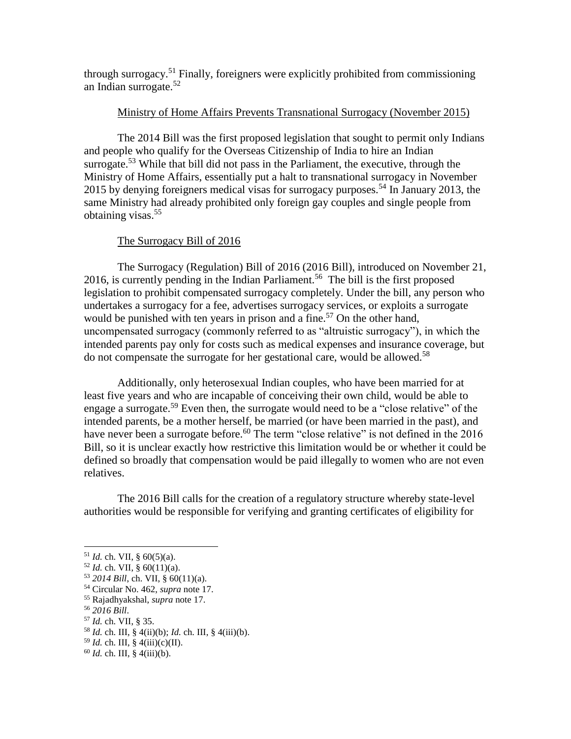through surrogacy.[51] Finally, foreigners were explicitly prohibited from commissioning an Indian surrogate.[52]

Ministry of Home Affairs Prevents Transnational Surrogacy (November 2015)

The 2014 Bill was the first proposed legislation that sought to permit only Indians and people who qualify for the Overseas Citizenship of India to hire an Indian surrogate.[53] While that bill did not pass in the Parliament, the executive, through the Ministry of Home Affairs, essentially put a halt to transnational surrogacy in November 2015 by denying foreigners medical visas for surrogacy purposes.[54] In January 2013, the same Ministry had already prohibited only foreign gay couples and single people from obtaining visas.[55]

The Surrogacy Bill of 2016

The Surrogacy (Regulation) Bill of 2016 (2016 Bill), introduced on November 21, 2016, is currently pending in the Indian Parliament.[56] The bill is the first proposed legislation to prohibit compensated surrogacy completely. Under the bill, any person who undertakes a surrogacy for a fee, advertises surrogacy services, or exploits a surrogate would be punished with ten years in prison and a fine.[57] On the other hand, uncompensated surrogacy (commonly referred to as "altruistic surrogacy"), in which the intended parents pay only for costs such as medical expenses and insurance coverage, but do not compensate the surrogate for her gestational care, would be allowed.[58]

Additionally, only heterosexual Indian couples, who have been married for at least five years and who are incapable of conceiving their own child, would be able to engage a surrogate.[59] Even then, the surrogate would need to be a "close relative" of the intended parents, be a mother herself, be married (or have been married in the past), and have never been a surrogate before.[60] The term "close relative" is not defined in the 2016 Bill, so it is unclear exactly how restrictive this limitation would be or whether it could be defined so broadly that compensation would be paid illegally to women who are not even relatives.

The 2016 Bill calls for the creation of a regulatory structure whereby state-level authorities would be responsible for verifying and granting certificates of eligibility for

---

[51] *Id.* ch. VII, § 60(5)(a).

[52] *Id.* ch. VII, § 60(11)(a).

[53] *2014 Bill*, ch. VII, § 60(11)(a).

[54] Circular No. 462, *supra* note 17.

[55] Rajadhyakshal, *supra* note 17.

[56] *2016 Bill*.

[57] *Id.* ch. VII, § 35.

[58] *Id.* ch. III, § 4(ii)(b); *Id.* ch. III, § 4(iii)(b).

[59] *Id.* ch. III, § 4(iii)(c)(II).

[60] *Id.* ch. III, § 4(iii)(b).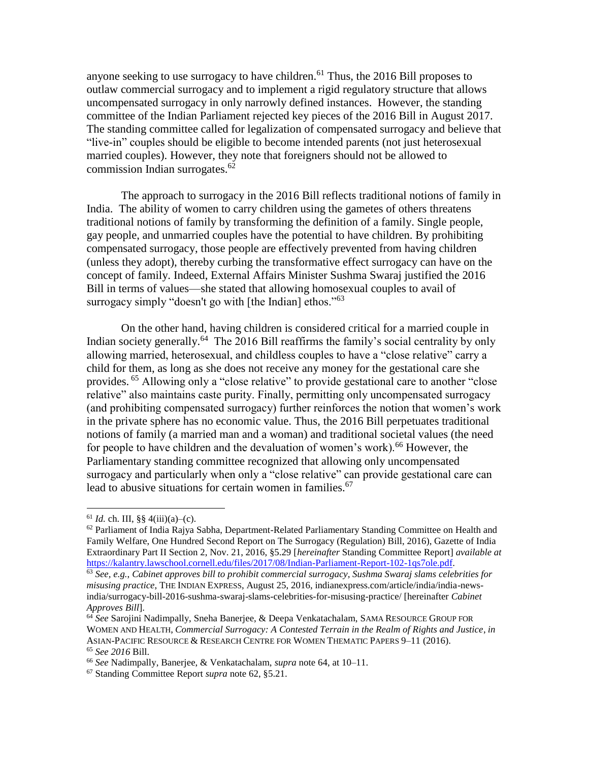anyone seeking to use surrogacy to have children.[61] Thus, the 2016 Bill proposes to outlaw commercial surrogacy and to implement a rigid regulatory structure that allows uncompensated surrogacy in only narrowly defined instances. However, the standing committee of the Indian Parliament rejected key pieces of the 2016 Bill in August 2017. The standing committee called for legalization of compensated surrogacy and believe that "live-in" couples should be eligible to become intended parents (not just heterosexual married couples). However, they note that foreigners should not be allowed to commission Indian surrogates.[62]

The approach to surrogacy in the 2016 Bill reflects traditional notions of family in India. The ability of women to carry children using the gametes of others threatens traditional notions of family by transforming the definition of a family. Single people, gay people, and unmarried couples have the potential to have children. By prohibiting compensated surrogacy, those people are effectively prevented from having children (unless they adopt), thereby curbing the transformative effect surrogacy can have on the concept of family. Indeed, External Affairs Minister Sushma Swaraj justified the 2016 Bill in terms of values—she stated that allowing homosexual couples to avail of surrogacy simply "doesn't go with [the Indian] ethos."[63]

On the other hand, having children is considered critical for a married couple in Indian society generally.[64] The 2016 Bill reaffirms the family's social centrality by only allowing married, heterosexual, and childless couples to have a "close relative" carry a child for them, as long as she does not receive any money for the gestational care she provides.[65] Allowing only a "close relative" to provide gestational care to another "close relative" also maintains caste purity. Finally, permitting only uncompensated surrogacy (and prohibiting compensated surrogacy) further reinforces the notion that women's work in the private sphere has no economic value. Thus, the 2016 Bill perpetuates traditional notions of family (a married man and a woman) and traditional societal values (the need for people to have children and the devaluation of women's work).[66] However, the Parliamentary standing committee recognized that allowing only uncompensated surrogacy and particularly when only a "close relative" can provide gestational care can lead to abusive situations for certain women in families.[67]

---

[61] *Id.* ch. III, §§ 4(iii)(a)–(c).

[62] Parliament of India Rajya Sabha, Department-Related Parliamentary Standing Committee on Health and Family Welfare, One Hundred Second Report on The Surrogacy (Regulation) Bill, 2016), Gazette of India Extraordinary Part II Section 2, Nov. 21, 2016, §5.29 [*hereinafter* Standing Committee Report] *available at* https://kalantry.lawschool.cornell.edu/files/2017/08/Indian-Parliament-Report-102-1qs7ole.pdf.

[63] *See, e.g.*, *Cabinet approves bill to prohibit commercial surrogacy, Sushma Swaraj slams celebrities for misusing practice*, THE INDIAN EXPRESS, August 25, 2016, indianexpress.com/article/india/india-news-india/surrogacy-bill-2016-sushma-swaraj-slams-celebrities-for-misusing-practice/ [hereinafter *Cabinet Approves Bill*].

[64] *See* Sarojini Nadimpally, Sneha Banerjee, & Deepa Venkatachalam, SAMA RESOURCE GROUP FOR WOMEN AND HEALTH, *Commercial Surrogacy: A Contested Terrain in the Realm of Rights and Justice*, *in* ASIAN-PACIFIC RESOURCE & RESEARCH CENTRE FOR WOMEN THEMATIC PAPERS 9–11 (2016).

[65] *See 2016* Bill.

[66] *See* Nadimpally, Banerjee, & Venkatachalam, *supra* note 64, at 10–11.

[67] Standing Committee Report *supra* note 62, §5.21.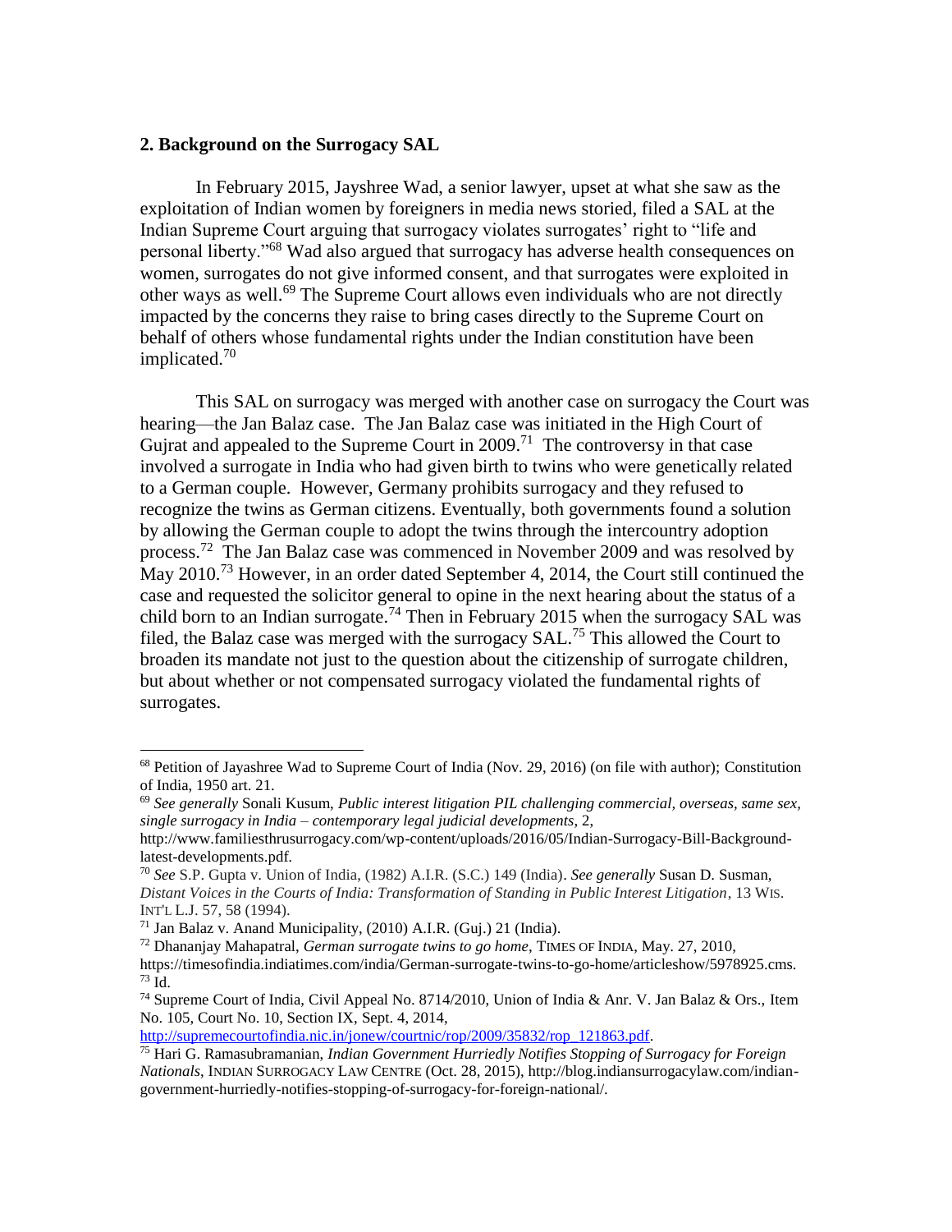### 2. Background on the Surrogacy SAL

In February 2015, Jayshree Wad, a senior lawyer, upset at what she saw as the exploitation of Indian women by foreigners in media news storied, filed a SAL at the Indian Supreme Court arguing that surrogacy violates surrogates' right to "life and personal liberty."[68] Wad also argued that surrogacy has adverse health consequences on women, surrogates do not give informed consent, and that surrogates were exploited in other ways as well.[69] The Supreme Court allows even individuals who are not directly impacted by the concerns they raise to bring cases directly to the Supreme Court on behalf of others whose fundamental rights under the Indian constitution have been implicated.[70]

This SAL on surrogacy was merged with another case on surrogacy the Court was hearing—the Jan Balaz case. The Jan Balaz case was initiated in the High Court of Gujrat and appealed to the Supreme Court in 2009.[71] The controversy in that case involved a surrogate in India who had given birth to twins who were genetically related to a German couple. However, Germany prohibits surrogacy and they refused to recognize the twins as German citizens. Eventually, both governments found a solution by allowing the German couple to adopt the twins through the intercountry adoption process.[72] The Jan Balaz case was commenced in November 2009 and was resolved by May 2010.[73] However, in an order dated September 4, 2014, the Court still continued the case and requested the solicitor general to opine in the next hearing about the status of a child born to an Indian surrogate.[74] Then in February 2015 when the surrogacy SAL was filed, the Balaz case was merged with the surrogacy SAL.[75] This allowed the Court to broaden its mandate not just to the question about the citizenship of surrogate children, but about whether or not compensated surrogacy violated the fundamental rights of surrogates.

---

[68] Petition of Jayashree Wad to Supreme Court of India (Nov. 29, 2016) (on file with author); Constitution of India, 1950 art. 21.

[69] *See generally* Sonali Kusum, *Public interest litigation PIL challenging commercial, overseas, same sex, single surrogacy in India – contemporary legal judicial developments*, 2, http://www.familiesthrusurrogacy.com/wp-content/uploads/2016/05/Indian-Surrogacy-Bill-Background-latest-developments.pdf.

[70] *See* S.P. Gupta v. Union of India, (1982) A.I.R. (S.C.) 149 (India). *See generally* Susan D. Susman, *Distant Voices in the Courts of India: Transformation of Standing in Public Interest Litigation*, 13 WIS. INT'L L.J. 57, 58 (1994).

[71] Jan Balaz v. Anand Municipality, (2010) A.I.R. (Guj.) 21 (India).

[72] Dhananjay Mahapatral, *German surrogate twins to go home*, TIMES OF INDIA, May. 27, 2010, https://timesofindia.indiatimes.com/india/German-surrogate-twins-to-go-home/articleshow/5978925.cms.

[73] Id.

[74] Supreme Court of India, Civil Appeal No. 8714/2010, Union of India & Anr. V. Jan Balaz & Ors., Item No. 105, Court No. 10, Section IX, Sept. 4, 2014, http://supremecourtofindia.nic.in/jonew/courtnic/rop/2009/35832/rop_121863.pdf.

[75] Hari G. Ramasubramanian, *Indian Government Hurriedly Notifies Stopping of Surrogacy for Foreign Nationals*, INDIAN SURROGACY LAW CENTRE (Oct. 28, 2015), http://blog.indiansurrogacylaw.com/indian-government-hurriedly-notifies-stopping-of-surrogacy-for-foreign-national/.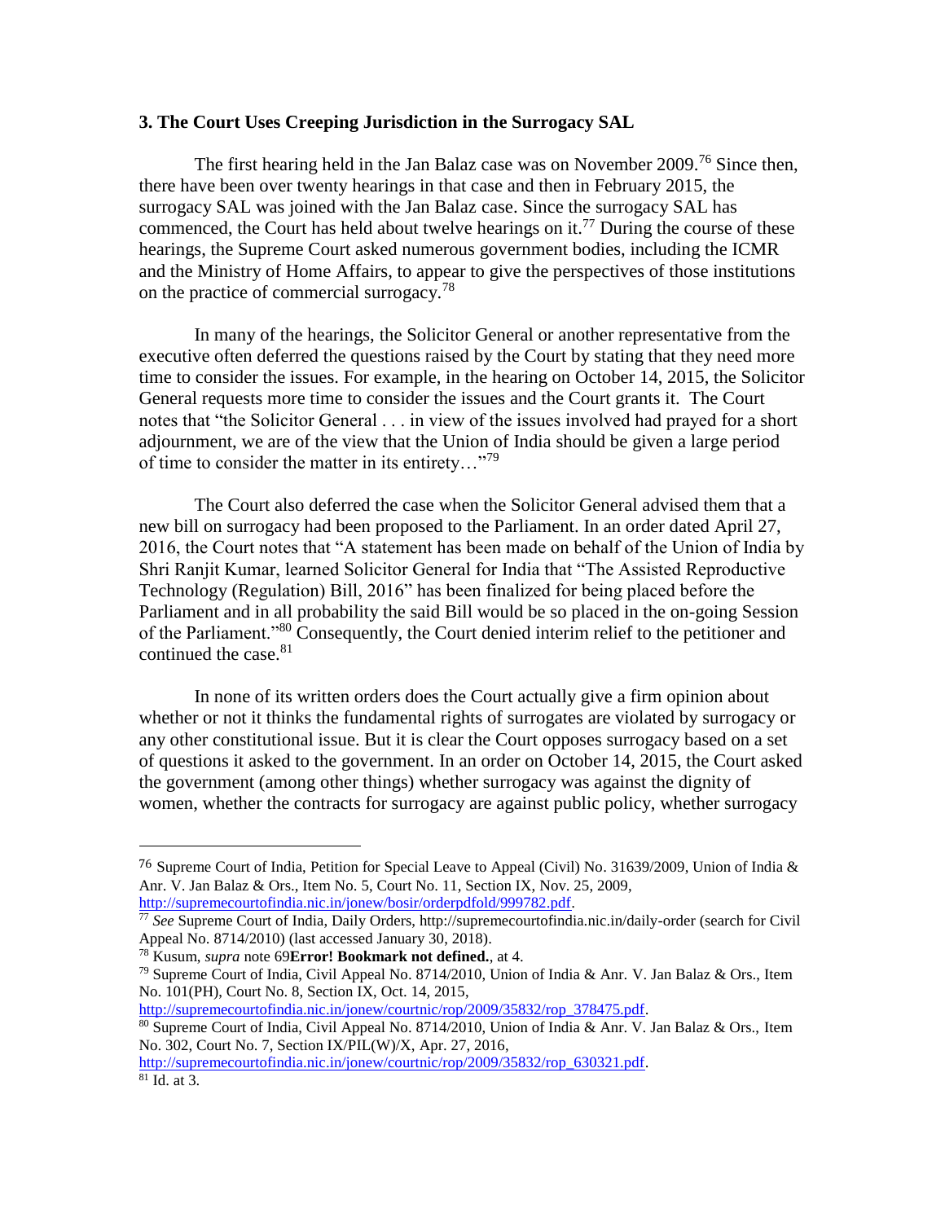### 3. The Court Uses Creeping Jurisdiction in the Surrogacy SAL

The first hearing held in the Jan Balaz case was on November 2009.[76] Since then, there have been over twenty hearings in that case and then in February 2015, the surrogacy SAL was joined with the Jan Balaz case. Since the surrogacy SAL has commenced, the Court has held about twelve hearings on it.[77] During the course of these hearings, the Supreme Court asked numerous government bodies, including the ICMR and the Ministry of Home Affairs, to appear to give the perspectives of those institutions on the practice of commercial surrogacy.[78]

In many of the hearings, the Solicitor General or another representative from the executive often deferred the questions raised by the Court by stating that they need more time to consider the issues. For example, in the hearing on October 14, 2015, the Solicitor General requests more time to consider the issues and the Court grants it. The Court notes that "the Solicitor General . . . in view of the issues involved had prayed for a short adjournment, we are of the view that the Union of India should be given a large period of time to consider the matter in its entirety…"[79]

The Court also deferred the case when the Solicitor General advised them that a new bill on surrogacy had been proposed to the Parliament. In an order dated April 27, 2016, the Court notes that "A statement has been made on behalf of the Union of India by Shri Ranjit Kumar, learned Solicitor General for India that "The Assisted Reproductive Technology (Regulation) Bill, 2016" has been finalized for being placed before the Parliament and in all probability the said Bill would be so placed in the on-going Session of the Parliament."[80] Consequently, the Court denied interim relief to the petitioner and continued the case.[81]

In none of its written orders does the Court actually give a firm opinion about whether or not it thinks the fundamental rights of surrogates are violated by surrogacy or any other constitutional issue. But it is clear the Court opposes surrogacy based on a set of questions it asked to the government. In an order on October 14, 2015, the Court asked the government (among other things) whether surrogacy was against the dignity of women, whether the contracts for surrogacy are against public policy, whether surrogacy

---

[76] Supreme Court of India, Petition for Special Leave to Appeal (Civil) No. 31639/2009, Union of India & Anr. V. Jan Balaz & Ors., Item No. 5, Court No. 11, Section IX, Nov. 25, 2009, http://supremecourtofindia.nic.in/jonew/bosir/orderpdfold/999782.pdf.

[77] *See* Supreme Court of India, Daily Orders, http://supremecourtofindia.nic.in/daily-order (search for Civil Appeal No. 8714/2010) (last accessed January 30, 2018).

[78] Kusum, *supra* note 69**Error! Bookmark not defined.**, at 4.

[79] Supreme Court of India, Civil Appeal No. 8714/2010, Union of India & Anr. V. Jan Balaz & Ors., Item No. 101(PH), Court No. 8, Section IX, Oct. 14, 2015, http://supremecourtofindia.nic.in/jonew/courtnic/rop/2009/35832/rop_378475.pdf.

[80] Supreme Court of India, Civil Appeal No. 8714/2010, Union of India & Anr. V. Jan Balaz & Ors., Item No. 302, Court No. 7, Section IX/PIL(W)/X, Apr. 27, 2016, http://supremecourtofindia.nic.in/jonew/courtnic/rop/2009/35832/rop_630321.pdf.

[81] Id. at 3.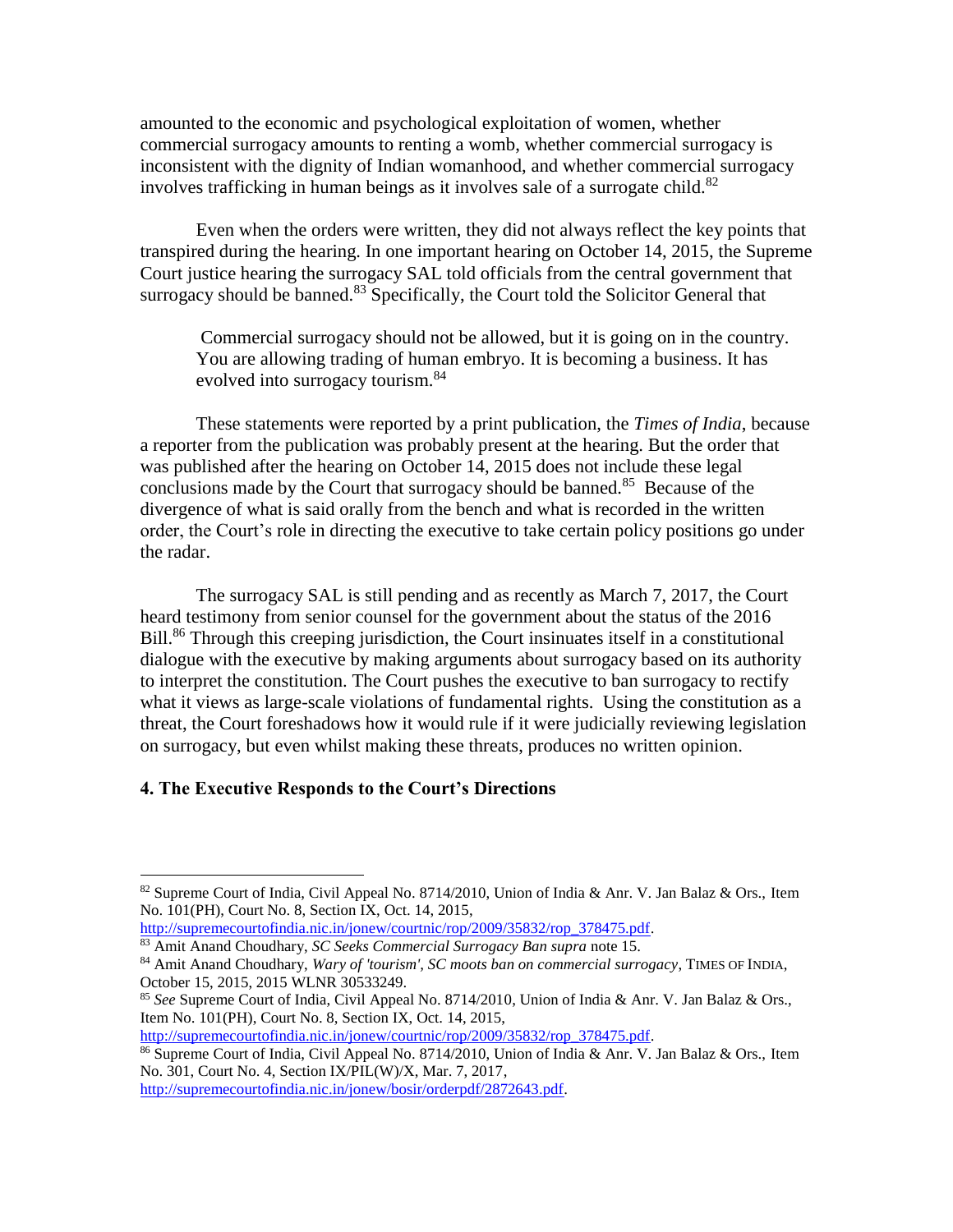amounted to the economic and psychological exploitation of women, whether commercial surrogacy amounts to renting a womb, whether commercial surrogacy is inconsistent with the dignity of Indian womanhood, and whether commercial surrogacy involves trafficking in human beings as it involves sale of a surrogate child.[82]

Even when the orders were written, they did not always reflect the key points that transpired during the hearing. In one important hearing on October 14, 2015, the Supreme Court justice hearing the surrogacy SAL told officials from the central government that surrogacy should be banned.[83] Specifically, the Court told the Solicitor General that

> Commercial surrogacy should not be allowed, but it is going on in the country. You are allowing trading of human embryo. It is becoming a business. It has evolved into surrogacy tourism.[84]

These statements were reported by a print publication, the *Times of India*, because a reporter from the publication was probably present at the hearing. But the order that was published after the hearing on October 14, 2015 does not include these legal conclusions made by the Court that surrogacy should be banned.[85] Because of the divergence of what is said orally from the bench and what is recorded in the written order, the Court's role in directing the executive to take certain policy positions go under the radar.

The surrogacy SAL is still pending and as recently as March 7, 2017, the Court heard testimony from senior counsel for the government about the status of the 2016 Bill.[86] Through this creeping jurisdiction, the Court insinuates itself in a constitutional dialogue with the executive by making arguments about surrogacy based on its authority to interpret the constitution. The Court pushes the executive to ban surrogacy to rectify what it views as large-scale violations of fundamental rights. Using the constitution as a threat, the Court foreshadows how it would rule if it were judicially reviewing legislation on surrogacy, but even whilst making these threats, produces no written opinion.

### 4. The Executive Responds to the Court's Directions

---

[82] Supreme Court of India, Civil Appeal No. 8714/2010, Union of India & Anr. V. Jan Balaz & Ors., Item No. 101(PH), Court No. 8, Section IX, Oct. 14, 2015, http://supremecourtofindia.nic.in/jonew/courtnic/rop/2009/35832/rop_378475.pdf.

[83] Amit Anand Choudhary, *SC Seeks Commercial Surrogacy Ban supra* note 15.

[84] Amit Anand Choudhary, *Wary of 'tourism', SC moots ban on commercial surrogacy*, TIMES OF INDIA, October 15, 2015, 2015 WLNR 30533249.

[85] *See* Supreme Court of India, Civil Appeal No. 8714/2010, Union of India & Anr. V. Jan Balaz & Ors., Item No. 101(PH), Court No. 8, Section IX, Oct. 14, 2015, http://supremecourtofindia.nic.in/jonew/courtnic/rop/2009/35832/rop_378475.pdf.

[86] Supreme Court of India, Civil Appeal No. 8714/2010, Union of India & Anr. V. Jan Balaz & Ors., Item No. 301, Court No. 4, Section IX/PIL(W)/X, Mar. 7, 2017, http://supremecourtofindia.nic.in/jonew/bosir/orderpdf/2872643.pdf.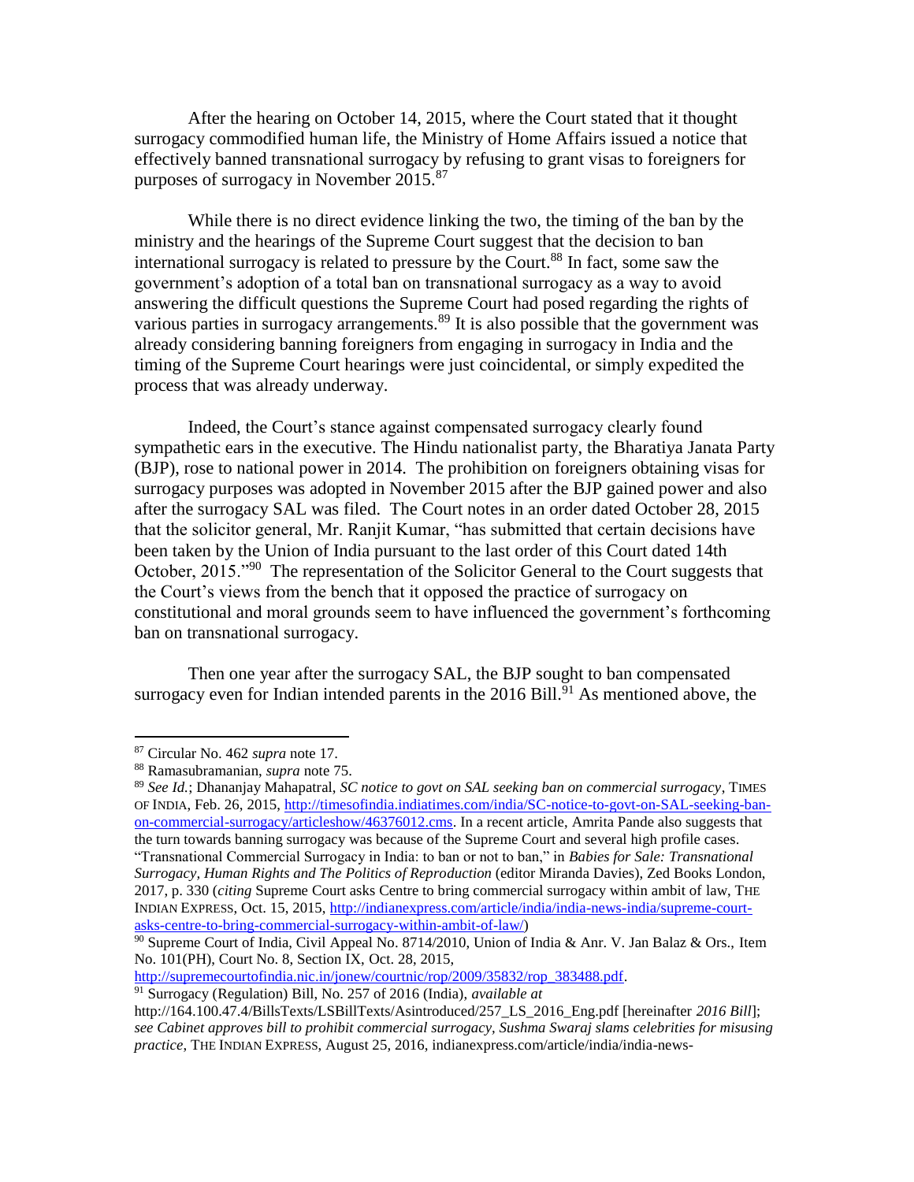After the hearing on October 14, 2015, where the Court stated that it thought surrogacy commodified human life, the Ministry of Home Affairs issued a notice that effectively banned transnational surrogacy by refusing to grant visas to foreigners for purposes of surrogacy in November 2015.[87]

While there is no direct evidence linking the two, the timing of the ban by the ministry and the hearings of the Supreme Court suggest that the decision to ban international surrogacy is related to pressure by the Court.[88] In fact, some saw the government's adoption of a total ban on transnational surrogacy as a way to avoid answering the difficult questions the Supreme Court had posed regarding the rights of various parties in surrogacy arrangements.[89] It is also possible that the government was already considering banning foreigners from engaging in surrogacy in India and the timing of the Supreme Court hearings were just coincidental, or simply expedited the process that was already underway.

Indeed, the Court's stance against compensated surrogacy clearly found sympathetic ears in the executive. The Hindu nationalist party, the Bharatiya Janata Party (BJP), rose to national power in 2014. The prohibition on foreigners obtaining visas for surrogacy purposes was adopted in November 2015 after the BJP gained power and also after the surrogacy SAL was filed. The Court notes in an order dated October 28, 2015 that the solicitor general, Mr. Ranjit Kumar, "has submitted that certain decisions have been taken by the Union of India pursuant to the last order of this Court dated 14th October, 2015."[90] The representation of the Solicitor General to the Court suggests that the Court's views from the bench that it opposed the practice of surrogacy on constitutional and moral grounds seem to have influenced the government's forthcoming ban on transnational surrogacy.

Then one year after the surrogacy SAL, the BJP sought to ban compensated surrogacy even for Indian intended parents in the 2016 Bill.[91] As mentioned above, the

---

[87] Circular No. 462 *supra* note 17.

[88] Ramasubramanian, *supra* note 75.

[89] *See Id.*; Dhananjay Mahapatral, *SC notice to govt on SAL seeking ban on commercial surrogacy*, TIMES OF INDIA, Feb. 26, 2015, http://timesofindia.indiatimes.com/india/SC-notice-to-govt-on-SAL-seeking-ban-on-commercial-surrogacy/articleshow/46376012.cms. In a recent article, Amrita Pande also suggests that the turn towards banning surrogacy was because of the Supreme Court and several high profile cases. "Transnational Commercial Surrogacy in India: to ban or not to ban," in *Babies for Sale: Transnational Surrogacy, Human Rights and The Politics of Reproduction* (editor Miranda Davies), Zed Books London, 2017, p. 330 (*citing* Supreme Court asks Centre to bring commercial surrogacy within ambit of law, THE INDIAN EXPRESS, Oct. 15, 2015, http://indianexpress.com/article/india/india-news-india/supreme-court-asks-centre-to-bring-commercial-surrogacy-within-ambit-of-law/)

[90] Supreme Court of India, Civil Appeal No. 8714/2010, Union of India & Anr. V. Jan Balaz & Ors., Item No. 101(PH), Court No. 8, Section IX, Oct. 28, 2015, http://supremecourtofindia.nic.in/jonew/courtnic/rop/2009/35832/rop_383488.pdf.

[91] Surrogacy (Regulation) Bill, No. 257 of 2016 (India), *available at* http://164.100.47.4/BillsTexts/LSBillTexts/Asintroduced/257_LS_2016_Eng.pdf [hereinafter *2016 Bill*]; *see Cabinet approves bill to prohibit commercial surrogacy, Sushma Swaraj slams celebrities for misusing practice*, THE INDIAN EXPRESS, August 25, 2016, indianexpress.com/article/india/india-news-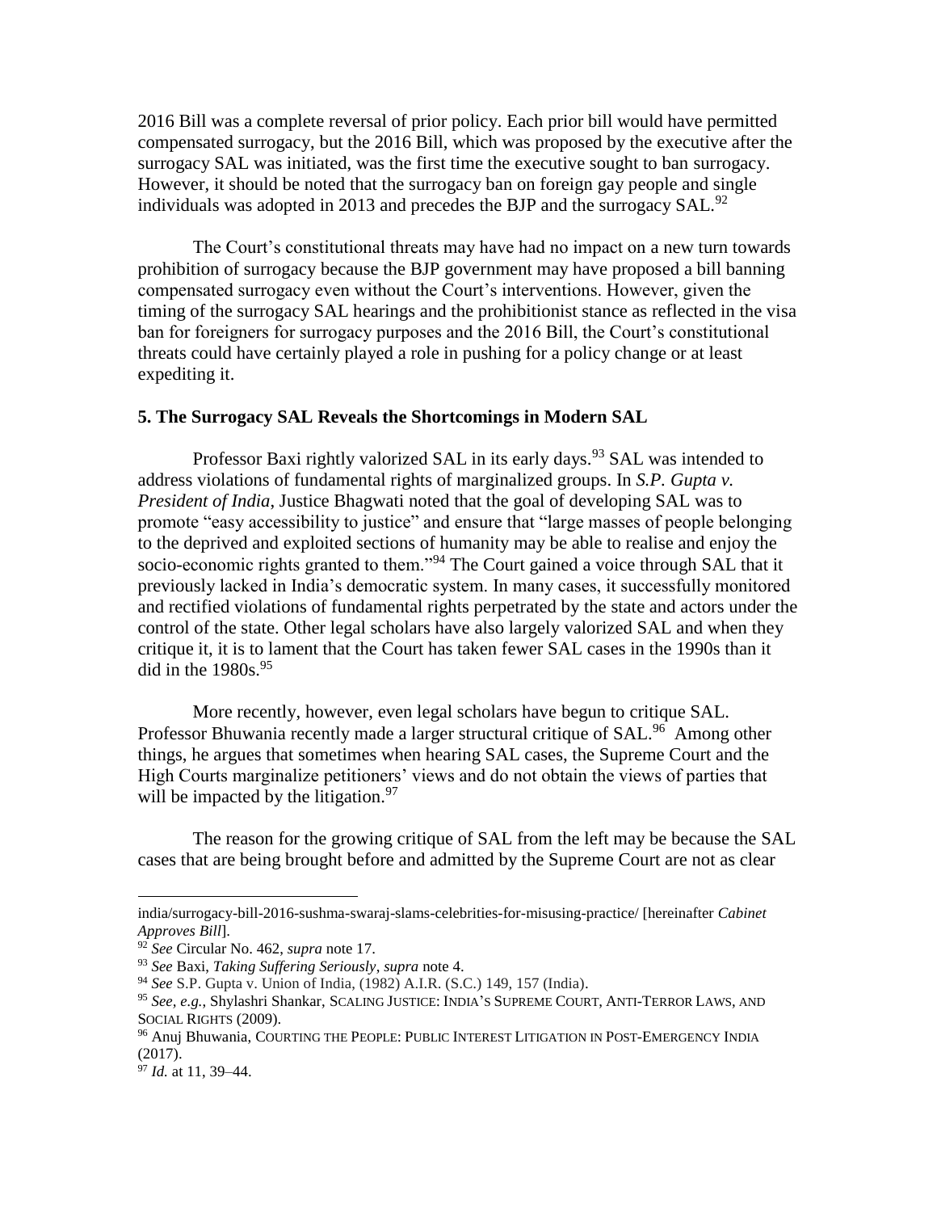2016 Bill was a complete reversal of prior policy. Each prior bill would have permitted compensated surrogacy, but the 2016 Bill, which was proposed by the executive after the surrogacy SAL was initiated, was the first time the executive sought to ban surrogacy. However, it should be noted that the surrogacy ban on foreign gay people and single individuals was adopted in 2013 and precedes the BJP and the surrogacy SAL.[92]

The Court's constitutional threats may have had no impact on a new turn towards prohibition of surrogacy because the BJP government may have proposed a bill banning compensated surrogacy even without the Court's interventions. However, given the timing of the surrogacy SAL hearings and the prohibitionist stance as reflected in the visa ban for foreigners for surrogacy purposes and the 2016 Bill, the Court's constitutional threats could have certainly played a role in pushing for a policy change or at least expediting it.

### 5. The Surrogacy SAL Reveals the Shortcomings in Modern SAL

Professor Baxi rightly valorized SAL in its early days.[93] SAL was intended to address violations of fundamental rights of marginalized groups. In *S.P. Gupta v. President of India*, Justice Bhagwati noted that the goal of developing SAL was to promote "easy accessibility to justice" and ensure that "large masses of people belonging to the deprived and exploited sections of humanity may be able to realise and enjoy the socio-economic rights granted to them."[94] The Court gained a voice through SAL that it previously lacked in India's democratic system. In many cases, it successfully monitored and rectified violations of fundamental rights perpetrated by the state and actors under the control of the state. Other legal scholars have also largely valorized SAL and when they critique it, it is to lament that the Court has taken fewer SAL cases in the 1990s than it did in the 1980s.[95]

More recently, however, even legal scholars have begun to critique SAL. Professor Bhuwania recently made a larger structural critique of SAL.[96] Among other things, he argues that sometimes when hearing SAL cases, the Supreme Court and the High Courts marginalize petitioners' views and do not obtain the views of parties that will be impacted by the litigation.[97]

The reason for the growing critique of SAL from the left may be because the SAL cases that are being brought before and admitted by the Supreme Court are not as clear

---

india/surrogacy-bill-2016-sushma-swaraj-slams-celebrities-for-misusing-practice/ [hereinafter *Cabinet Approves Bill*].

[92] *See* Circular No. 462, *supra* note 17.

[93] *See* Baxi, *Taking Suffering Seriously*, *supra* note 4.

[94] *See* S.P. Gupta v. Union of India, (1982) A.I.R. (S.C.) 149, 157 (India).

[95] *See, e.g.*, Shylashri Shankar, SCALING JUSTICE: INDIA'S SUPREME COURT, ANTI-TERROR LAWS, AND SOCIAL RIGHTS (2009).

[96] Anuj Bhuwania, COURTING THE PEOPLE: PUBLIC INTEREST LITIGATION IN POST-EMERGENCY INDIA (2017).

[97] *Id.* at 11, 39–44.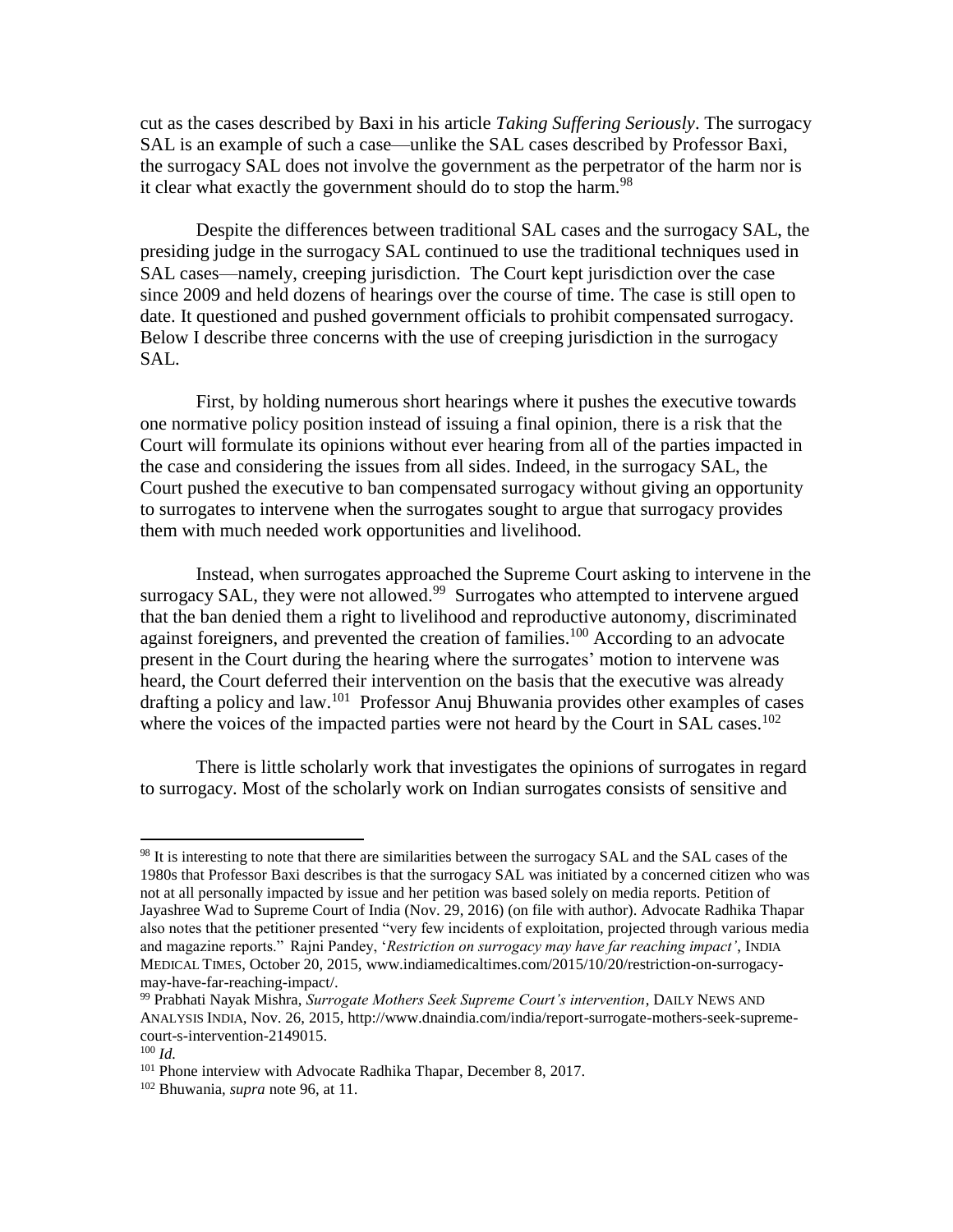cut as the cases described by Baxi in his article *Taking Suffering Seriously*. The surrogacy SAL is an example of such a case—unlike the SAL cases described by Professor Baxi, the surrogacy SAL does not involve the government as the perpetrator of the harm nor is it clear what exactly the government should do to stop the harm.[98]

Despite the differences between traditional SAL cases and the surrogacy SAL, the presiding judge in the surrogacy SAL continued to use the traditional techniques used in SAL cases—namely, creeping jurisdiction. The Court kept jurisdiction over the case since 2009 and held dozens of hearings over the course of time. The case is still open to date. It questioned and pushed government officials to prohibit compensated surrogacy. Below I describe three concerns with the use of creeping jurisdiction in the surrogacy SAL.

First, by holding numerous short hearings where it pushes the executive towards one normative policy position instead of issuing a final opinion, there is a risk that the Court will formulate its opinions without ever hearing from all of the parties impacted in the case and considering the issues from all sides. Indeed, in the surrogacy SAL, the Court pushed the executive to ban compensated surrogacy without giving an opportunity to surrogates to intervene when the surrogates sought to argue that surrogacy provides them with much needed work opportunities and livelihood.

Instead, when surrogates approached the Supreme Court asking to intervene in the surrogacy SAL, they were not allowed.[99] Surrogates who attempted to intervene argued that the ban denied them a right to livelihood and reproductive autonomy, discriminated against foreigners, and prevented the creation of families.[100] According to an advocate present in the Court during the hearing where the surrogates' motion to intervene was heard, the Court deferred their intervention on the basis that the executive was already drafting a policy and law.[101] Professor Anuj Bhuwania provides other examples of cases where the voices of the impacted parties were not heard by the Court in SAL cases.[102]

There is little scholarly work that investigates the opinions of surrogates in regard to surrogacy. Most of the scholarly work on Indian surrogates consists of sensitive and

---

[98] It is interesting to note that there are similarities between the surrogacy SAL and the SAL cases of the 1980s that Professor Baxi describes is that the surrogacy SAL was initiated by a concerned citizen who was not at all personally impacted by issue and her petition was based solely on media reports. Petition of Jayashree Wad to Supreme Court of India (Nov. 29, 2016) (on file with author). Advocate Radhika Thapar also notes that the petitioner presented "very few incidents of exploitation, projected through various media and magazine reports." Rajni Pandey, '*Restriction on surrogacy may have far reaching impact'*, INDIA MEDICAL TIMES, October 20, 2015, www.indiamedicaltimes.com/2015/10/20/restriction-on-surrogacy-may-have-far-reaching-impact/.

[99] Prabhati Nayak Mishra, *Surrogate Mothers Seek Supreme Court's intervention*, DAILY NEWS AND ANALYSIS INDIA, Nov. 26, 2015, http://www.dnaindia.com/india/report-surrogate-mothers-seek-supreme-court-s-intervention-2149015.

[100] *Id.*

[101] Phone interview with Advocate Radhika Thapar, December 8, 2017.

[102] Bhuwania, *supra* note 96, at 11.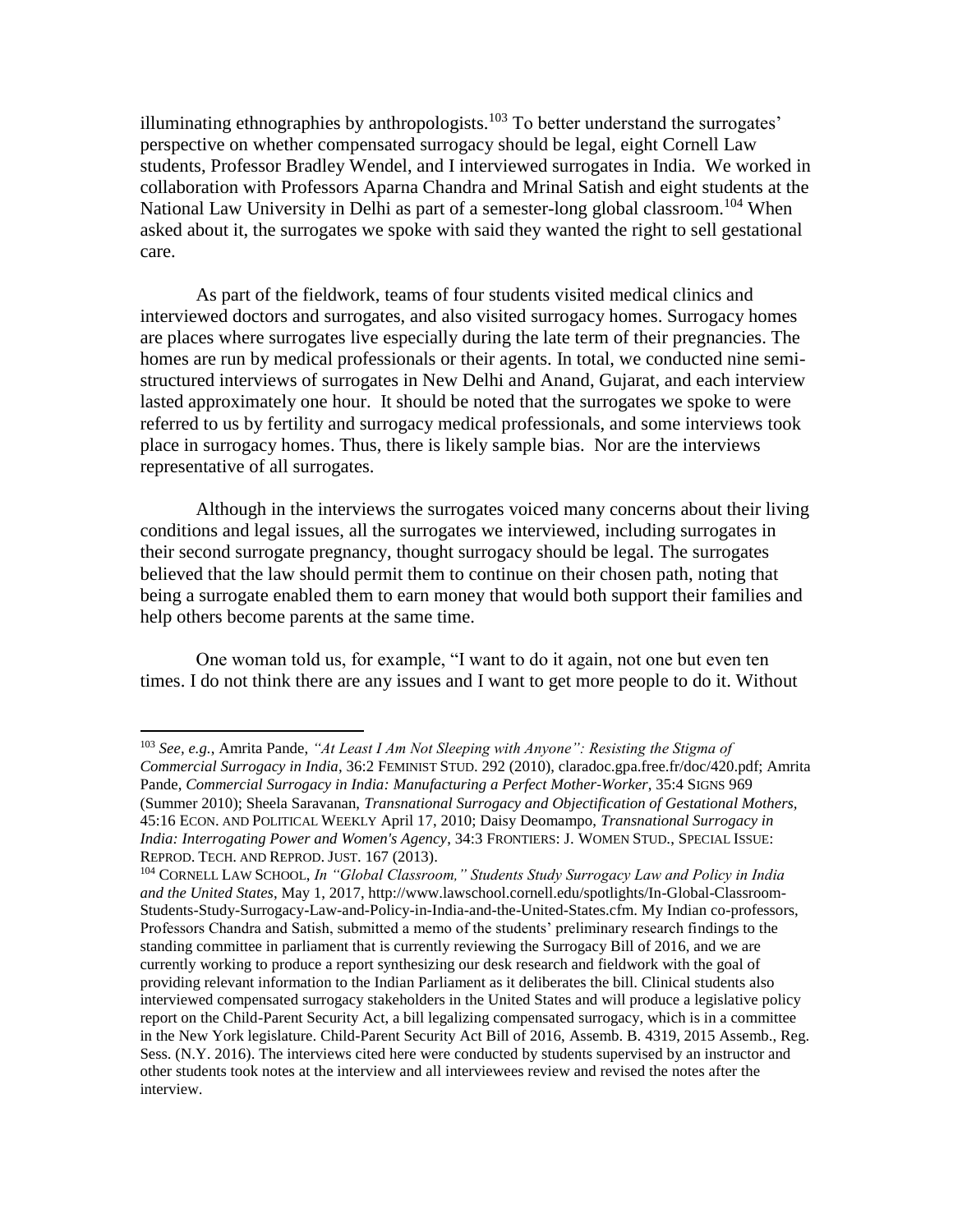illuminating ethnographies by anthropologists.[103] To better understand the surrogates' perspective on whether compensated surrogacy should be legal, eight Cornell Law students, Professor Bradley Wendel, and I interviewed surrogates in India. We worked in collaboration with Professors Aparna Chandra and Mrinal Satish and eight students at the National Law University in Delhi as part of a semester-long global classroom.[104] When asked about it, the surrogates we spoke with said they wanted the right to sell gestational care.

As part of the fieldwork, teams of four students visited medical clinics and interviewed doctors and surrogates, and also visited surrogacy homes. Surrogacy homes are places where surrogates live especially during the late term of their pregnancies. The homes are run by medical professionals or their agents. In total, we conducted nine semi-structured interviews of surrogates in New Delhi and Anand, Gujarat, and each interview lasted approximately one hour. It should be noted that the surrogates we spoke to were referred to us by fertility and surrogacy medical professionals, and some interviews took place in surrogacy homes. Thus, there is likely sample bias. Nor are the interviews representative of all surrogates.

Although in the interviews the surrogates voiced many concerns about their living conditions and legal issues, all the surrogates we interviewed, including surrogates in their second surrogate pregnancy, thought surrogacy should be legal. The surrogates believed that the law should permit them to continue on their chosen path, noting that being a surrogate enabled them to earn money that would both support their families and help others become parents at the same time.

One woman told us, for example, "I want to do it again, not one but even ten times. I do not think there are any issues and I want to get more people to do it. Without

---

[103] *See, e.g.*, Amrita Pande, *"At Least I Am Not Sleeping with Anyone": Resisting the Stigma of Commercial Surrogacy in India*, 36:2 FEMINIST STUD. 292 (2010), claradoc.gpa.free.fr/doc/420.pdf; Amrita Pande, *Commercial Surrogacy in India: Manufacturing a Perfect Mother-Worker*, 35:4 SIGNS 969 (Summer 2010); Sheela Saravanan, *Transnational Surrogacy and Objectification of Gestational Mothers*, 45:16 ECON. AND POLITICAL WEEKLY April 17, 2010; Daisy Deomampo, *Transnational Surrogacy in India: Interrogating Power and Women's Agency*, 34:3 FRONTIERS: J. WOMEN STUD., SPECIAL ISSUE: REPROD. TECH. AND REPROD. JUST. 167 (2013).

[104] CORNELL LAW SCHOOL, *In "Global Classroom," Students Study Surrogacy Law and Policy in India and the United States*, May 1, 2017, http://www.lawschool.cornell.edu/spotlights/In-Global-Classroom-Students-Study-Surrogacy-Law-and-Policy-in-India-and-the-United-States.cfm. My Indian co-professors, Professors Chandra and Satish, submitted a memo of the students' preliminary research findings to the standing committee in parliament that is currently reviewing the Surrogacy Bill of 2016, and we are currently working to produce a report synthesizing our desk research and fieldwork with the goal of providing relevant information to the Indian Parliament as it deliberates the bill. Clinical students also interviewed compensated surrogacy stakeholders in the United States and will produce a legislative policy report on the Child-Parent Security Act, a bill legalizing compensated surrogacy, which is in a committee in the New York legislature. Child-Parent Security Act Bill of 2016, Assemb. B. 4319, 2015 Assemb., Reg. Sess. (N.Y. 2016). The interviews cited here were conducted by students supervised by an instructor and other students took notes at the interview and all interviewees review and revised the notes after the interview.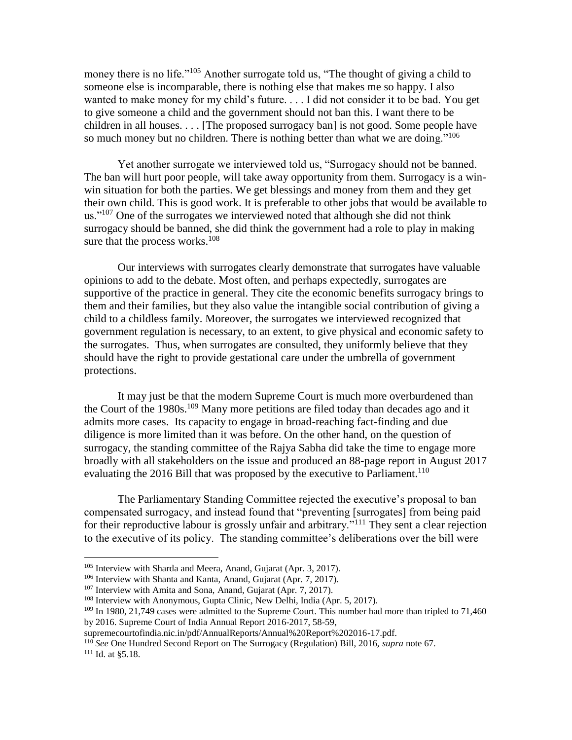money there is no life."[105] Another surrogate told us, "The thought of giving a child to someone else is incomparable, there is nothing else that makes me so happy. I also wanted to make money for my child's future. . . . I did not consider it to be bad. You get to give someone a child and the government should not ban this. I want there to be children in all houses. . . . [The proposed surrogacy ban] is not good. Some people have so much money but no children. There is nothing better than what we are doing."[106]

Yet another surrogate we interviewed told us, "Surrogacy should not be banned. The ban will hurt poor people, will take away opportunity from them. Surrogacy is a win-win situation for both the parties. We get blessings and money from them and they get their own child. This is good work. It is preferable to other jobs that would be available to us."[107] One of the surrogates we interviewed noted that although she did not think surrogacy should be banned, she did think the government had a role to play in making sure that the process works.[108]

Our interviews with surrogates clearly demonstrate that surrogates have valuable opinions to add to the debate. Most often, and perhaps expectedly, surrogates are supportive of the practice in general. They cite the economic benefits surrogacy brings to them and their families, but they also value the intangible social contribution of giving a child to a childless family. Moreover, the surrogates we interviewed recognized that government regulation is necessary, to an extent, to give physical and economic safety to the surrogates. Thus, when surrogates are consulted, they uniformly believe that they should have the right to provide gestational care under the umbrella of government protections.

It may just be that the modern Supreme Court is much more overburdened than the Court of the 1980s.[109] Many more petitions are filed today than decades ago and it admits more cases. Its capacity to engage in broad-reaching fact-finding and due diligence is more limited than it was before. On the other hand, on the question of surrogacy, the standing committee of the Rajya Sabha did take the time to engage more broadly with all stakeholders on the issue and produced an 88-page report in August 2017 evaluating the 2016 Bill that was proposed by the executive to Parliament.[110]

The Parliamentary Standing Committee rejected the executive's proposal to ban compensated surrogacy, and instead found that "preventing [surrogates] from being paid for their reproductive labour is grossly unfair and arbitrary."[111] They sent a clear rejection to the executive of its policy. The standing committee's deliberations over the bill were

---

[105] Interview with Sharda and Meera, Anand, Gujarat (Apr. 3, 2017).

[106] Interview with Shanta and Kanta, Anand, Gujarat (Apr. 7, 2017).

[107] Interview with Amita and Sona, Anand, Gujarat (Apr. 7, 2017).

[108] Interview with Anonymous, Gupta Clinic, New Delhi, India (Apr. 5, 2017).

[109] In 1980, 21,749 cases were admitted to the Supreme Court. This number had more than tripled to 71,460 by 2016. Supreme Court of India Annual Report 2016-2017, 58-59, supremecourtofindia.nic.in/pdf/AnnualReports/Annual%20Report%202016-17.pdf.

[110] *See* One Hundred Second Report on The Surrogacy (Regulation) Bill, 2016, *supra* note 67.

[111] Id. at §5.18.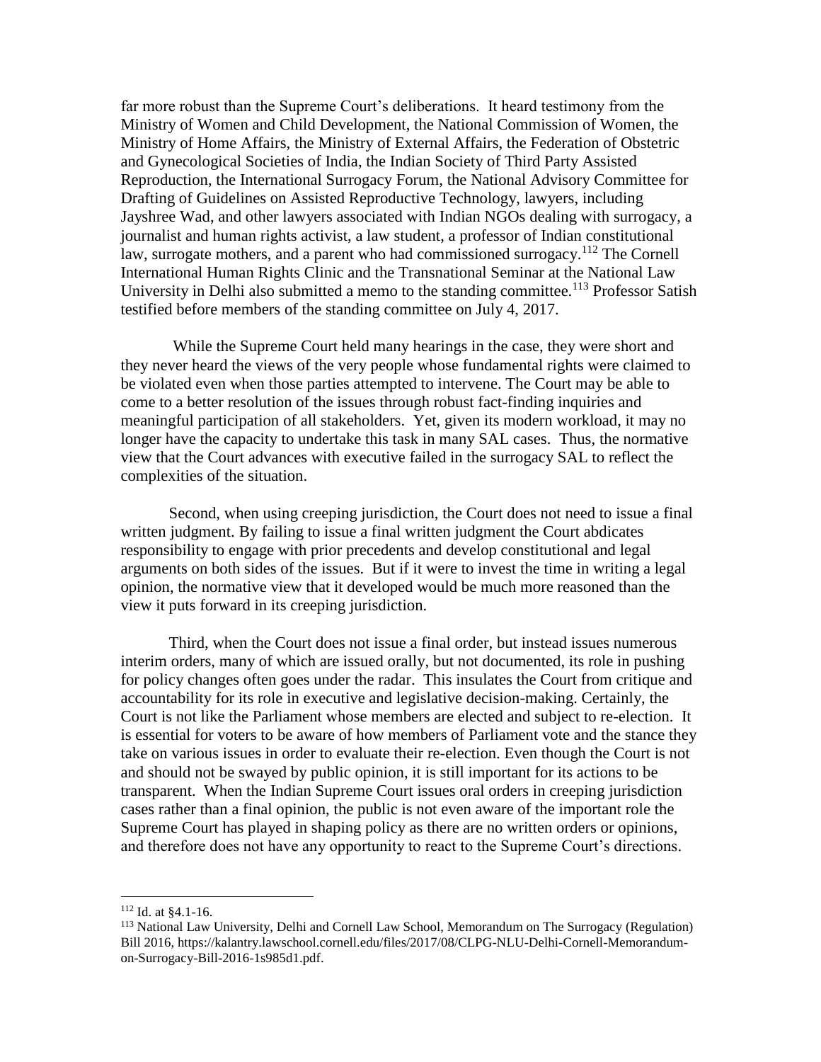far more robust than the Supreme Court's deliberations. It heard testimony from the Ministry of Women and Child Development, the National Commission of Women, the Ministry of Home Affairs, the Ministry of External Affairs, the Federation of Obstetric and Gynecological Societies of India, the Indian Society of Third Party Assisted Reproduction, the International Surrogacy Forum, the National Advisory Committee for Drafting of Guidelines on Assisted Reproductive Technology, lawyers, including Jayshree Wad, and other lawyers associated with Indian NGOs dealing with surrogacy, a journalist and human rights activist, a law student, a professor of Indian constitutional law, surrogate mothers, and a parent who had commissioned surrogacy.[112] The Cornell International Human Rights Clinic and the Transnational Seminar at the National Law University in Delhi also submitted a memo to the standing committee.[113] Professor Satish testified before members of the standing committee on July 4, 2017.

While the Supreme Court held many hearings in the case, they were short and they never heard the views of the very people whose fundamental rights were claimed to be violated even when those parties attempted to intervene. The Court may be able to come to a better resolution of the issues through robust fact-finding inquiries and meaningful participation of all stakeholders. Yet, given its modern workload, it may no longer have the capacity to undertake this task in many SAL cases. Thus, the normative view that the Court advances with executive failed in the surrogacy SAL to reflect the complexities of the situation.

Second, when using creeping jurisdiction, the Court does not need to issue a final written judgment. By failing to issue a final written judgment the Court abdicates responsibility to engage with prior precedents and develop constitutional and legal arguments on both sides of the issues. But if it were to invest the time in writing a legal opinion, the normative view that it developed would be much more reasoned than the view it puts forward in its creeping jurisdiction.

Third, when the Court does not issue a final order, but instead issues numerous interim orders, many of which are issued orally, but not documented, its role in pushing for policy changes often goes under the radar. This insulates the Court from critique and accountability for its role in executive and legislative decision-making. Certainly, the Court is not like the Parliament whose members are elected and subject to re-election. It is essential for voters to be aware of how members of Parliament vote and the stance they take on various issues in order to evaluate their re-election. Even though the Court is not and should not be swayed by public opinion, it is still important for its actions to be transparent. When the Indian Supreme Court issues oral orders in creeping jurisdiction cases rather than a final opinion, the public is not even aware of the important role the Supreme Court has played in shaping policy as there are no written orders or opinions, and therefore does not have any opportunity to react to the Supreme Court's directions.

---

[112] Id. at §4.1-16.

[113] National Law University, Delhi and Cornell Law School, Memorandum on The Surrogacy (Regulation) Bill 2016, https://kalantry.lawschool.cornell.edu/files/2017/08/CLPG-NLU-Delhi-Cornell-Memorandum-on-Surrogacy-Bill-2016-1s985d1.pdf.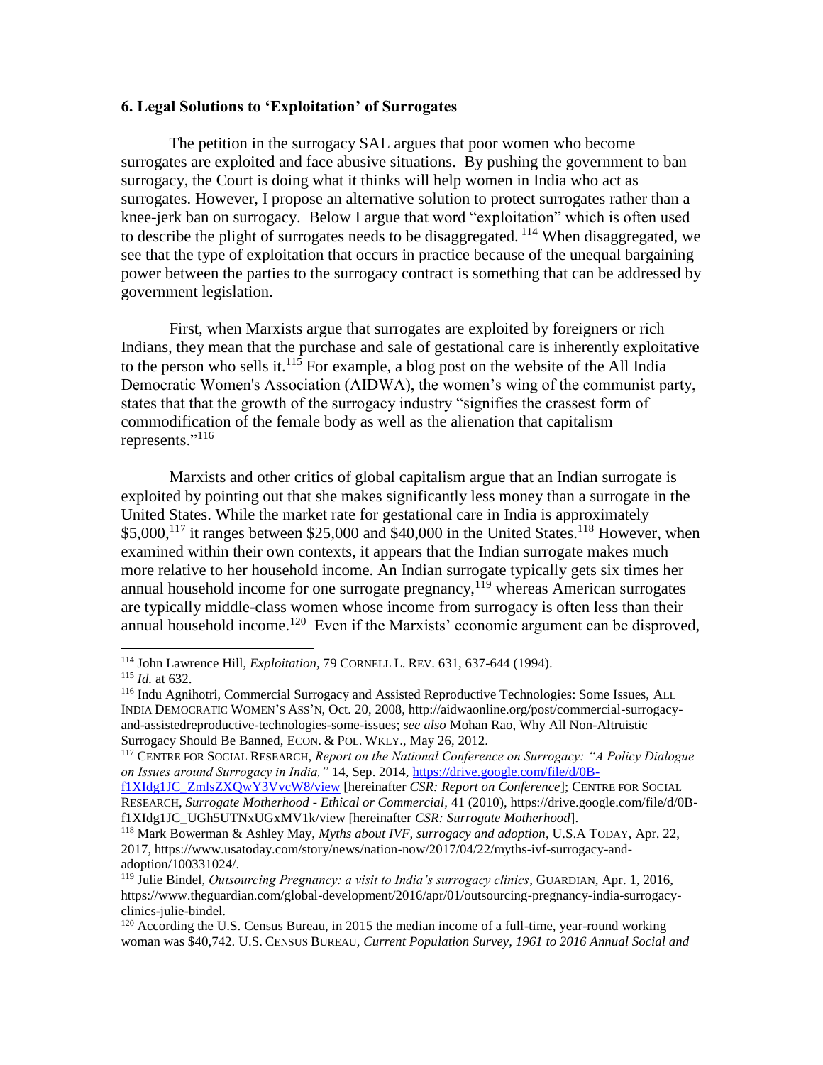### 6. Legal Solutions to 'Exploitation' of Surrogates

The petition in the surrogacy SAL argues that poor women who become surrogates are exploited and face abusive situations. By pushing the government to ban surrogacy, the Court is doing what it thinks will help women in India who act as surrogates. However, I propose an alternative solution to protect surrogates rather than a knee-jerk ban on surrogacy. Below I argue that word "exploitation" which is often used to describe the plight of surrogates needs to be disaggregated. [114] When disaggregated, we see that the type of exploitation that occurs in practice because of the unequal bargaining power between the parties to the surrogacy contract is something that can be addressed by government legislation.

First, when Marxists argue that surrogates are exploited by foreigners or rich Indians, they mean that the purchase and sale of gestational care is inherently exploitative to the person who sells it.[115] For example, a blog post on the website of the All India Democratic Women's Association (AIDWA), the women's wing of the communist party, states that that the growth of the surrogacy industry "signifies the crassest form of commodification of the female body as well as the alienation that capitalism represents."[116]

Marxists and other critics of global capitalism argue that an Indian surrogate is exploited by pointing out that she makes significantly less money than a surrogate in the United States. While the market rate for gestational care in India is approximately $5,000,[117] it ranges between $25,000 and $40,000 in the United States.[118] However, when examined within their own contexts, it appears that the Indian surrogate makes much more relative to her household income. An Indian surrogate typically gets six times her annual household income for one surrogate pregnancy,[119] whereas American surrogates are typically middle-class women whose income from surrogacy is often less than their annual household income.[120] Even if the Marxists' economic argument can be disproved,

---

[114] John Lawrence Hill, *Exploitation*, 79 CORNELL L. REV. 631, 637-644 (1994).

[115] *Id.* at 632.

[116] Indu Agnihotri, Commercial Surrogacy and Assisted Reproductive Technologies: Some Issues, ALL INDIA DEMOCRATIC WOMEN'S ASS'N, Oct. 20, 2008, http://aidwaonline.org/post/commercial-surrogacy-and-assistedreproductive-technologies-some-issues; *see also* Mohan Rao, Why All Non-Altruistic Surrogacy Should Be Banned, ECON. & POL. WKLY., May 26, 2012.

[117] CENTRE FOR SOCIAL RESEARCH, *Report on the National Conference on Surrogacy: "A Policy Dialogue on Issues around Surrogacy in India,"* 14, Sep. 2014, https://drive.google.com/file/d/0B-f1XIdg1JC_ZmlsZXQwY3VvcW8/view [hereinafter *CSR: Report on Conference*]; CENTRE FOR SOCIAL RESEARCH, *Surrogate Motherhood - Ethical or Commercial*, 41 (2010), https://drive.google.com/file/d/0B-f1XIdg1JC_UGh5UTNxUGxMV1k/view [hereinafter *CSR: Surrogate Motherhood*].

[118] Mark Bowerman & Ashley May, *Myths about IVF, surrogacy and adoption*, U.S.A TODAY, Apr. 22, 2017, https://www.usatoday.com/story/news/nation-now/2017/04/22/myths-ivf-surrogacy-and-adoption/100331024/.

[119] Julie Bindel, *Outsourcing Pregnancy: a visit to India's surrogacy clinics*, GUARDIAN, Apr. 1, 2016, https://www.theguardian.com/global-development/2016/apr/01/outsourcing-pregnancy-india-surrogacy-clinics-julie-bindel.

[120] According the U.S. Census Bureau, in 2015 the median income of a full-time, year-round working woman was $40,742. U.S. CENSUS BUREAU, *Current Population Survey, 1961 to 2016 Annual Social and*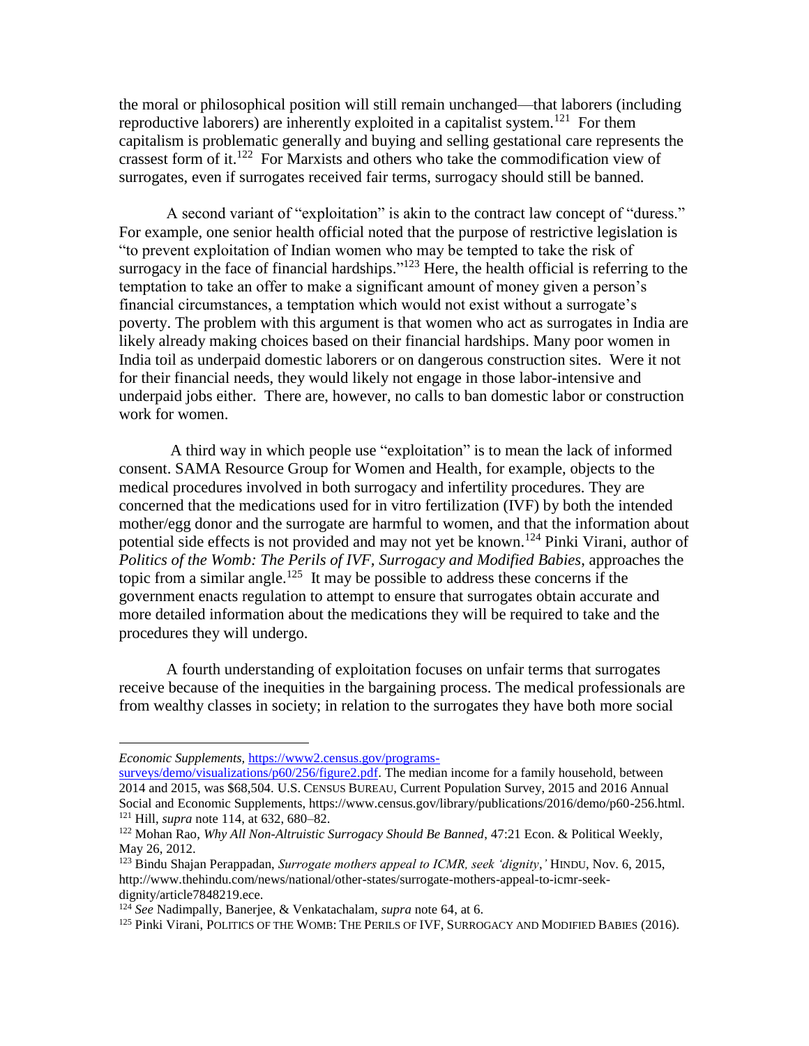the moral or philosophical position will still remain unchanged—that laborers (including reproductive laborers) are inherently exploited in a capitalist system.[121] For them capitalism is problematic generally and buying and selling gestational care represents the crassest form of it.[122] For Marxists and others who take the commodification view of surrogates, even if surrogates received fair terms, surrogacy should still be banned.

A second variant of "exploitation" is akin to the contract law concept of "duress." For example, one senior health official noted that the purpose of restrictive legislation is "to prevent exploitation of Indian women who may be tempted to take the risk of surrogacy in the face of financial hardships."[123] Here, the health official is referring to the temptation to take an offer to make a significant amount of money given a person's financial circumstances, a temptation which would not exist without a surrogate's poverty. The problem with this argument is that women who act as surrogates in India are likely already making choices based on their financial hardships. Many poor women in India toil as underpaid domestic laborers or on dangerous construction sites. Were it not for their financial needs, they would likely not engage in those labor-intensive and underpaid jobs either. There are, however, no calls to ban domestic labor or construction work for women.

A third way in which people use "exploitation" is to mean the lack of informed consent. SAMA Resource Group for Women and Health, for example, objects to the medical procedures involved in both surrogacy and infertility procedures. They are concerned that the medications used for in vitro fertilization (IVF) by both the intended mother/egg donor and the surrogate are harmful to women, and that the information about potential side effects is not provided and may not yet be known.[124] Pinki Virani, author of *Politics of the Womb: The Perils of IVF, Surrogacy and Modified Babies*, approaches the topic from a similar angle.[125] It may be possible to address these concerns if the government enacts regulation to attempt to ensure that surrogates obtain accurate and more detailed information about the medications they will be required to take and the procedures they will undergo.

A fourth understanding of exploitation focuses on unfair terms that surrogates receive because of the inequities in the bargaining process. The medical professionals are from wealthy classes in society; in relation to the surrogates they have both more social

---

*Economic Supplements*, https://www2.census.gov/programs-surveys/demo/visualizations/p60/256/figure2.pdf. The median income for a family household, between 2014 and 2015, was $68,504. U.S. CENSUS BUREAU, Current Population Survey, 2015 and 2016 Annual Social and Economic Supplements, https://www.census.gov/library/publications/2016/demo/p60-256.html.

[121] Hill, *supra* note 114, at 632, 680–82.

[122] Mohan Rao, *Why All Non-Altruistic Surrogacy Should Be Banned*, 47:21 Econ. & Political Weekly, May 26, 2012.

[123] Bindu Shajan Perappadan, *Surrogate mothers appeal to ICMR, seek 'dignity*,*'* HINDU, Nov. 6, 2015, http://www.thehindu.com/news/national/other-states/surrogate-mothers-appeal-to-icmr-seek-dignity/article7848219.ece.

[124] *See* Nadimpally, Banerjee, & Venkatachalam, *supra* note 64, at 6.

[125] Pinki Virani, POLITICS OF THE WOMB: THE PERILS OF IVF, SURROGACY AND MODIFIED BABIES (2016).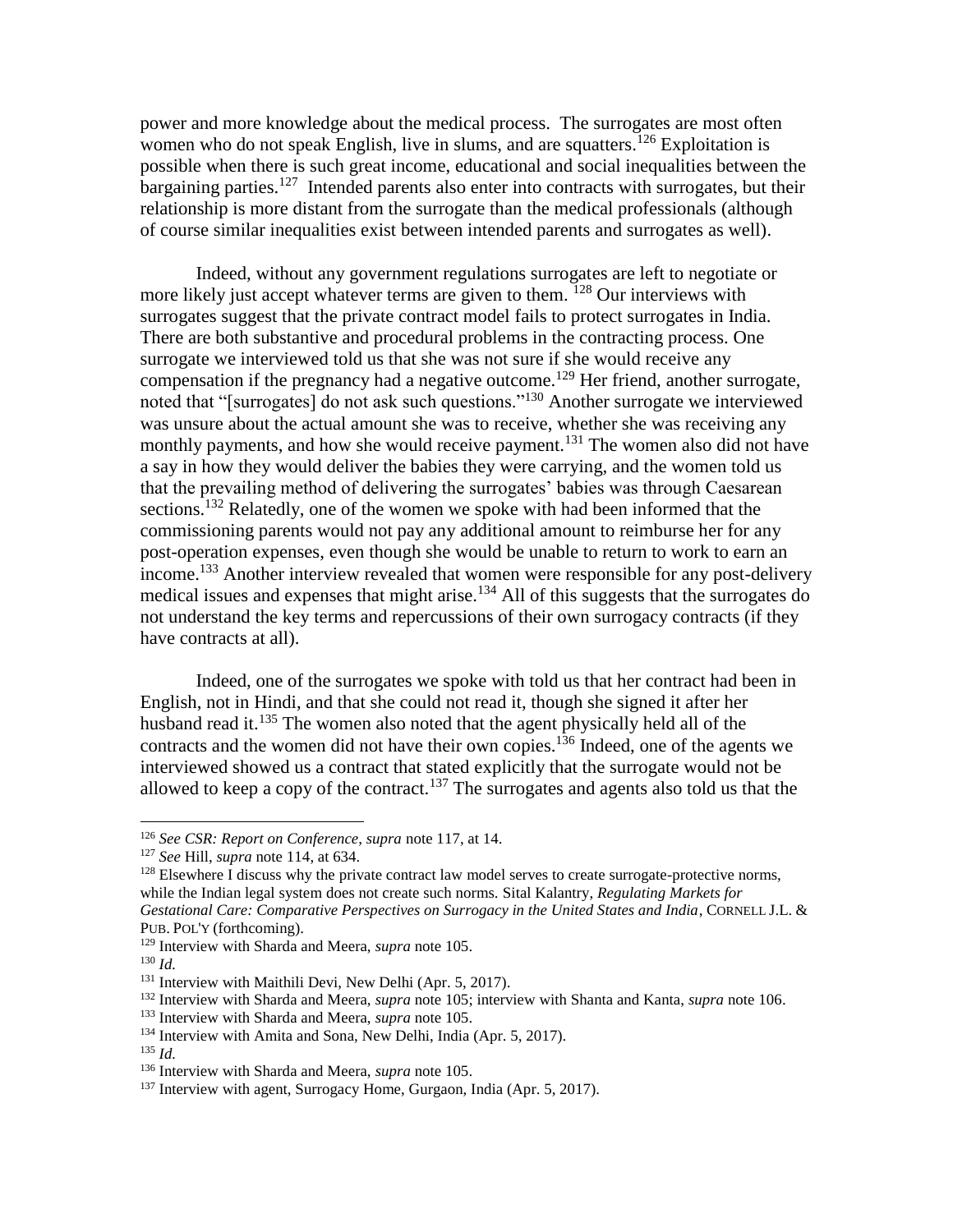power and more knowledge about the medical process. The surrogates are most often women who do not speak English, live in slums, and are squatters.[126] Exploitation is possible when there is such great income, educational and social inequalities between the bargaining parties.[127] Intended parents also enter into contracts with surrogates, but their relationship is more distant from the surrogate than the medical professionals (although of course similar inequalities exist between intended parents and surrogates as well).

Indeed, without any government regulations surrogates are left to negotiate or more likely just accept whatever terms are given to them. [128] Our interviews with surrogates suggest that the private contract model fails to protect surrogates in India. There are both substantive and procedural problems in the contracting process. One surrogate we interviewed told us that she was not sure if she would receive any compensation if the pregnancy had a negative outcome.[129] Her friend, another surrogate, noted that "[surrogates] do not ask such questions."[130] Another surrogate we interviewed was unsure about the actual amount she was to receive, whether she was receiving any monthly payments, and how she would receive payment.[131] The women also did not have a say in how they would deliver the babies they were carrying, and the women told us that the prevailing method of delivering the surrogates' babies was through Caesarean sections.[132] Relatedly, one of the women we spoke with had been informed that the commissioning parents would not pay any additional amount to reimburse her for any post-operation expenses, even though she would be unable to return to work to earn an income.[133] Another interview revealed that women were responsible for any post-delivery medical issues and expenses that might arise.[134] All of this suggests that the surrogates do not understand the key terms and repercussions of their own surrogacy contracts (if they have contracts at all).

Indeed, one of the surrogates we spoke with told us that her contract had been in English, not in Hindi, and that she could not read it, though she signed it after her husband read it.[135] The women also noted that the agent physically held all of the contracts and the women did not have their own copies.[136] Indeed, one of the agents we interviewed showed us a contract that stated explicitly that the surrogate would not be allowed to keep a copy of the contract.[137] The surrogates and agents also told us that the

---

[126] *See CSR: Report on Conference, supra* note 117, at 14.

[127] *See* Hill, *supra* note 114, at 634.

[128] Elsewhere I discuss why the private contract law model serves to create surrogate-protective norms, while the Indian legal system does not create such norms. Sital Kalantry, *Regulating Markets for Gestational Care: Comparative Perspectives on Surrogacy in the United States and India*, CORNELL J.L. & PUB. POL'Y (forthcoming).

[129] Interview with Sharda and Meera, *supra* note 105.

[130] *Id.*

[131] Interview with Maithili Devi, New Delhi (Apr. 5, 2017).

[132] Interview with Sharda and Meera, *supra* note 105; interview with Shanta and Kanta, *supra* note 106.

[133] Interview with Sharda and Meera, *supra* note 105.

[134] Interview with Amita and Sona, New Delhi, India (Apr. 5, 2017).

[135] *Id.*

[136] Interview with Sharda and Meera, *supra* note 105.

[137] Interview with agent, Surrogacy Home, Gurgaon, India (Apr. 5, 2017).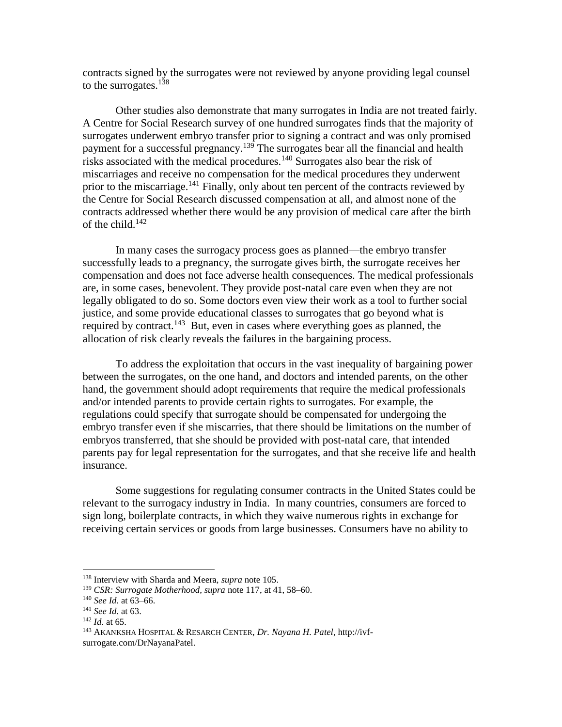contracts signed by the surrogates were not reviewed by anyone providing legal counsel to the surrogates.[138]

Other studies also demonstrate that many surrogates in India are not treated fairly. A Centre for Social Research survey of one hundred surrogates finds that the majority of surrogates underwent embryo transfer prior to signing a contract and was only promised payment for a successful pregnancy.[139] The surrogates bear all the financial and health risks associated with the medical procedures.[140] Surrogates also bear the risk of miscarriages and receive no compensation for the medical procedures they underwent prior to the miscarriage.[141] Finally, only about ten percent of the contracts reviewed by the Centre for Social Research discussed compensation at all, and almost none of the contracts addressed whether there would be any provision of medical care after the birth of the child.[142]

In many cases the surrogacy process goes as planned—the embryo transfer successfully leads to a pregnancy, the surrogate gives birth, the surrogate receives her compensation and does not face adverse health consequences. The medical professionals are, in some cases, benevolent. They provide post-natal care even when they are not legally obligated to do so. Some doctors even view their work as a tool to further social justice, and some provide educational classes to surrogates that go beyond what is required by contract.[143] But, even in cases where everything goes as planned, the allocation of risk clearly reveals the failures in the bargaining process.

To address the exploitation that occurs in the vast inequality of bargaining power between the surrogates, on the one hand, and doctors and intended parents, on the other hand, the government should adopt requirements that require the medical professionals and/or intended parents to provide certain rights to surrogates. For example, the regulations could specify that surrogate should be compensated for undergoing the embryo transfer even if she miscarries, that there should be limitations on the number of embryos transferred, that she should be provided with post-natal care, that intended parents pay for legal representation for the surrogates, and that she receive life and health insurance.

Some suggestions for regulating consumer contracts in the United States could be relevant to the surrogacy industry in India. In many countries, consumers are forced to sign long, boilerplate contracts, in which they waive numerous rights in exchange for receiving certain services or goods from large businesses. Consumers have no ability to

---

[138] Interview with Sharda and Meera, *supra* note 105.

[139] *CSR: Surrogate Motherhood, supra* note 117, at 41, 58–60.

[140] *See Id.* at 63–66.

[141] *See Id.* at 63.

[142] *Id.* at 65.

[143] AKANKSHA HOSPITAL & RESARCH CENTER, *Dr. Nayana H. Patel*, http://ivf-surrogate.com/DrNayanaPatel.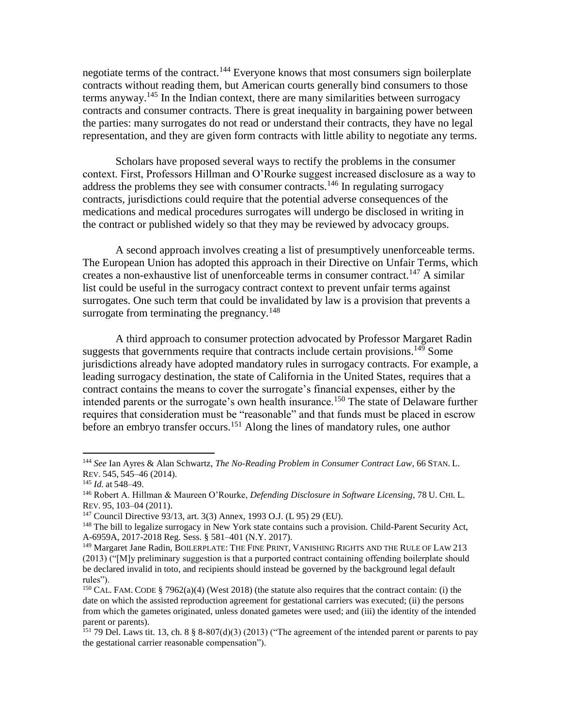negotiate terms of the contract.[144] Everyone knows that most consumers sign boilerplate contracts without reading them, but American courts generally bind consumers to those terms anyway.[145] In the Indian context, there are many similarities between surrogacy contracts and consumer contracts. There is great inequality in bargaining power between the parties: many surrogates do not read or understand their contracts, they have no legal representation, and they are given form contracts with little ability to negotiate any terms.

Scholars have proposed several ways to rectify the problems in the consumer context. First, Professors Hillman and O'Rourke suggest increased disclosure as a way to address the problems they see with consumer contracts.[146] In regulating surrogacy contracts, jurisdictions could require that the potential adverse consequences of the medications and medical procedures surrogates will undergo be disclosed in writing in the contract or published widely so that they may be reviewed by advocacy groups.

A second approach involves creating a list of presumptively unenforceable terms. The European Union has adopted this approach in their Directive on Unfair Terms, which creates a non-exhaustive list of unenforceable terms in consumer contract.[147] A similar list could be useful in the surrogacy contract context to prevent unfair terms against surrogates. One such term that could be invalidated by law is a provision that prevents a surrogate from terminating the pregnancy.[148]

A third approach to consumer protection advocated by Professor Margaret Radin suggests that governments require that contracts include certain provisions.[149] Some jurisdictions already have adopted mandatory rules in surrogacy contracts. For example, a leading surrogacy destination, the state of California in the United States, requires that a contract contains the means to cover the surrogate's financial expenses, either by the intended parents or the surrogate's own health insurance.[150] The state of Delaware further requires that consideration must be "reasonable" and that funds must be placed in escrow before an embryo transfer occurs.[151] Along the lines of mandatory rules, one author

---

[144] *See* Ian Ayres & Alan Schwartz, *The No-Reading Problem in Consumer Contract Law*, 66 STAN. L. REV. 545, 545–46 (2014).

[145] *Id.* at 548–49.

[146] Robert A. Hillman & Maureen O'Rourke, *Defending Disclosure in Software Licensing*, 78 U. CHI. L. REV. 95, 103–04 (2011).

[147] Council Directive 93/13, art. 3(3) Annex, 1993 O.J. (L 95) 29 (EU).

[148] The bill to legalize surrogacy in New York state contains such a provision. Child-Parent Security Act, A-6959A, 2017-2018 Reg. Sess. § 581–401 (N.Y. 2017).

[149] Margaret Jane Radin, BOILERPLATE: THE FINE PRINT, VANISHING RIGHTS AND THE RULE OF LAW 213 (2013) ("[M]y preliminary suggestion is that a purported contract containing offending boilerplate should be declared invalid in toto, and recipients should instead be governed by the background legal default rules").

[150] CAL. FAM. CODE § 7962(a)(4) (West 2018) (the statute also requires that the contract contain: (i) the date on which the assisted reproduction agreement for gestational carriers was executed; (ii) the persons from which the gametes originated, unless donated gametes were used; and (iii) the identity of the intended parent or parents).

[151] 79 Del. Laws tit. 13, ch. 8 § 8-807(d)(3) (2013) ("The agreement of the intended parent or parents to pay the gestational carrier reasonable compensation").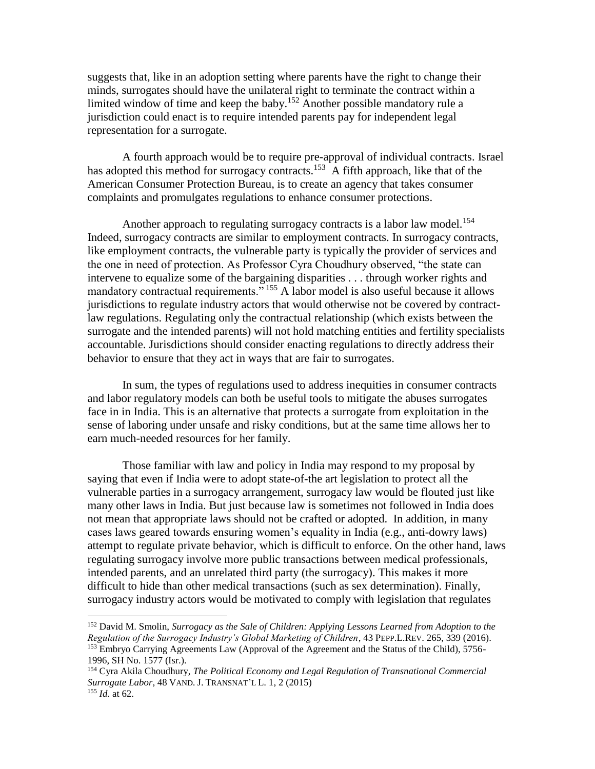suggests that, like in an adoption setting where parents have the right to change their minds, surrogates should have the unilateral right to terminate the contract within a limited window of time and keep the baby.[152] Another possible mandatory rule a jurisdiction could enact is to require intended parents pay for independent legal representation for a surrogate.

A fourth approach would be to require pre-approval of individual contracts. Israel has adopted this method for surrogacy contracts.[153] A fifth approach, like that of the American Consumer Protection Bureau, is to create an agency that takes consumer complaints and promulgates regulations to enhance consumer protections.

Another approach to regulating surrogacy contracts is a labor law model.[154] Indeed, surrogacy contracts are similar to employment contracts. In surrogacy contracts, like employment contracts, the vulnerable party is typically the provider of services and the one in need of protection. As Professor Cyra Choudhury observed, "the state can intervene to equalize some of the bargaining disparities . . . through worker rights and mandatory contractual requirements."[155] A labor model is also useful because it allows jurisdictions to regulate industry actors that would otherwise not be covered by contract-law regulations. Regulating only the contractual relationship (which exists between the surrogate and the intended parents) will not hold matching entities and fertility specialists accountable. Jurisdictions should consider enacting regulations to directly address their behavior to ensure that they act in ways that are fair to surrogates.

In sum, the types of regulations used to address inequities in consumer contracts and labor regulatory models can both be useful tools to mitigate the abuses surrogates face in in India. This is an alternative that protects a surrogate from exploitation in the sense of laboring under unsafe and risky conditions, but at the same time allows her to earn much-needed resources for her family.

Those familiar with law and policy in India may respond to my proposal by saying that even if India were to adopt state-of-the art legislation to protect all the vulnerable parties in a surrogacy arrangement, surrogacy law would be flouted just like many other laws in India. But just because law is sometimes not followed in India does not mean that appropriate laws should not be crafted or adopted. In addition, in many cases laws geared towards ensuring women's equality in India (e.g., anti-dowry laws) attempt to regulate private behavior, which is difficult to enforce. On the other hand, laws regulating surrogacy involve more public transactions between medical professionals, intended parents, and an unrelated third party (the surrogacy). This makes it more difficult to hide than other medical transactions (such as sex determination). Finally, surrogacy industry actors would be motivated to comply with legislation that regulates

---

[152] David M. Smolin, *Surrogacy as the Sale of Children: Applying Lessons Learned from Adoption to the Regulation of the Surrogacy Industry's Global Marketing of Children*, 43 PEPP.L.REV. 265, 339 (2016).

[153] Embryo Carrying Agreements Law (Approval of the Agreement and the Status of the Child), 5756-1996, SH No. 1577 (Isr.).

[154] Cyra Akila Choudhury, *The Political Economy and Legal Regulation of Transnational Commercial Surrogate Labor*, 48 VAND. J. TRANSNAT'L L. 1, 2 (2015)

[155] *Id.* at 62.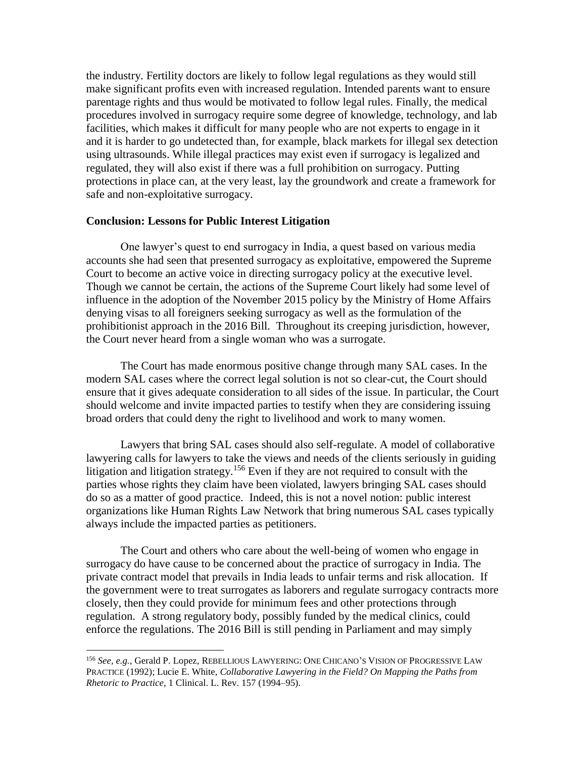the industry. Fertility doctors are likely to follow legal regulations as they would still make significant profits even with increased regulation. Intended parents want to ensure parentage rights and thus would be motivated to follow legal rules. Finally, the medical procedures involved in surrogacy require some degree of knowledge, technology, and lab facilities, which makes it difficult for many people who are not experts to engage in it and it is harder to go undetected than, for example, black markets for illegal sex detection using ultrasounds. While illegal practices may exist even if surrogacy is legalized and regulated, they will also exist if there was a full prohibition on surrogacy. Putting protections in place can, at the very least, lay the groundwork and create a framework for safe and non-exploitative surrogacy.

## Conclusion: Lessons for Public Interest Litigation

One lawyer's quest to end surrogacy in India, a quest based on various media accounts she had seen that presented surrogacy as exploitative, empowered the Supreme Court to become an active voice in directing surrogacy policy at the executive level. Though we cannot be certain, the actions of the Supreme Court likely had some level of influence in the adoption of the November 2015 policy by the Ministry of Home Affairs denying visas to all foreigners seeking surrogacy as well as the formulation of the prohibitionist approach in the 2016 Bill. Throughout its creeping jurisdiction, however, the Court never heard from a single woman who was a surrogate.

The Court has made enormous positive change through many SAL cases. In the modern SAL cases where the correct legal solution is not so clear-cut, the Court should ensure that it gives adequate consideration to all sides of the issue. In particular, the Court should welcome and invite impacted parties to testify when they are considering issuing broad orders that could deny the right to livelihood and work to many women.

Lawyers that bring SAL cases should also self-regulate. A model of collaborative lawyering calls for lawyers to take the views and needs of the clients seriously in guiding litigation and litigation strategy.[156] Even if they are not required to consult with the parties whose rights they claim have been violated, lawyers bringing SAL cases should do so as a matter of good practice. Indeed, this is not a novel notion: public interest organizations like Human Rights Law Network that bring numerous SAL cases typically always include the impacted parties as petitioners.

The Court and others who care about the well-being of women who engage in surrogacy do have cause to be concerned about the practice of surrogacy in India. The private contract model that prevails in India leads to unfair terms and risk allocation. If the government were to treat surrogates as laborers and regulate surrogacy contracts more closely, then they could provide for minimum fees and other protections through regulation. A strong regulatory body, possibly funded by the medical clinics, could enforce the regulations. The 2016 Bill is still pending in Parliament and may simply

---

[156] *See, e.g.,* Gerald P. Lopez, REBELLIOUS LAWYERING: ONE CHICANO'S VISION OF PROGRESSIVE LAW PRACTICE (1992); Lucie E. White, *Collaborative Lawyering in the Field? On Mapping the Paths from Rhetoric to Practice*, 1 Clinical. L. Rev. 157 (1994–95).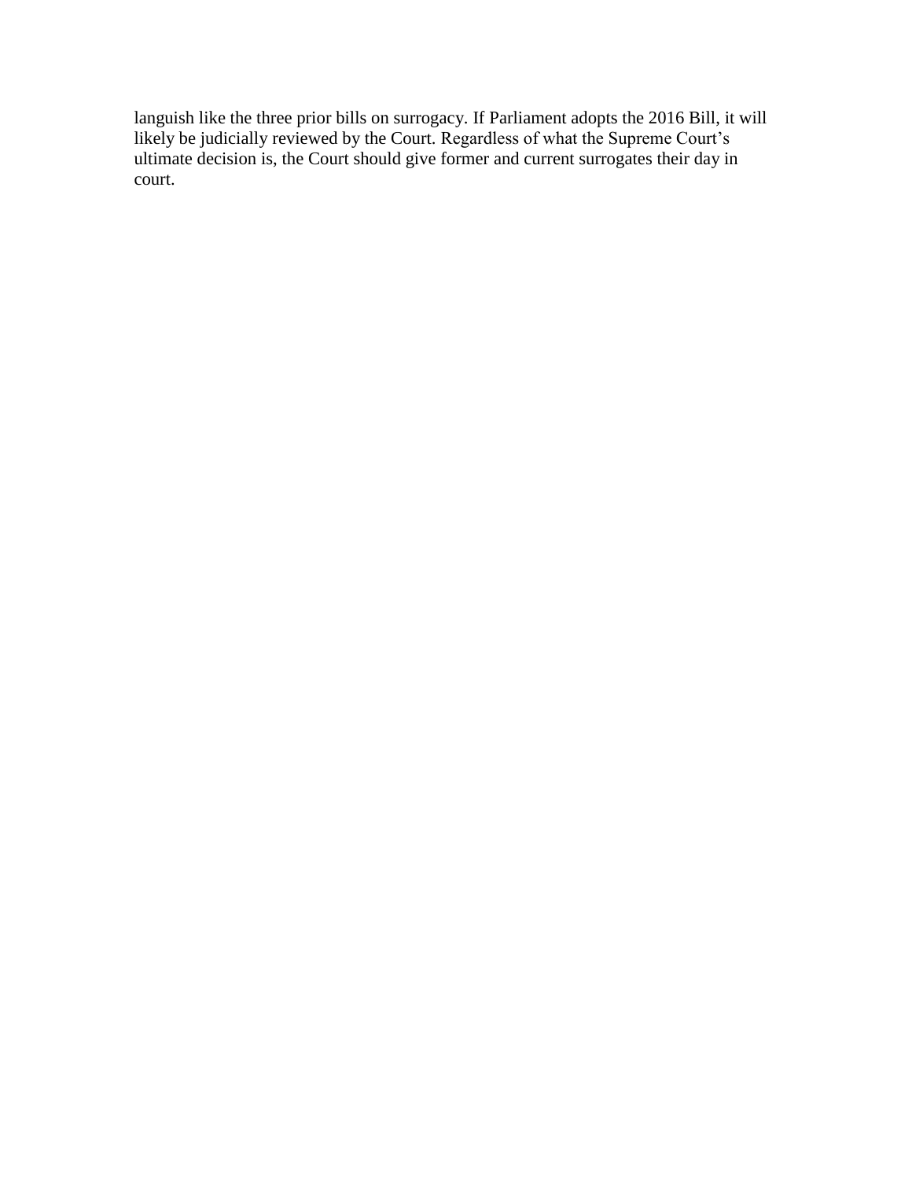languish like the three prior bills on surrogacy. If Parliament adopts the 2016 Bill, it will likely be judicially reviewed by the Court. Regardless of what the Supreme Court's ultimate decision is, the Court should give former and current surrogates their day in court.